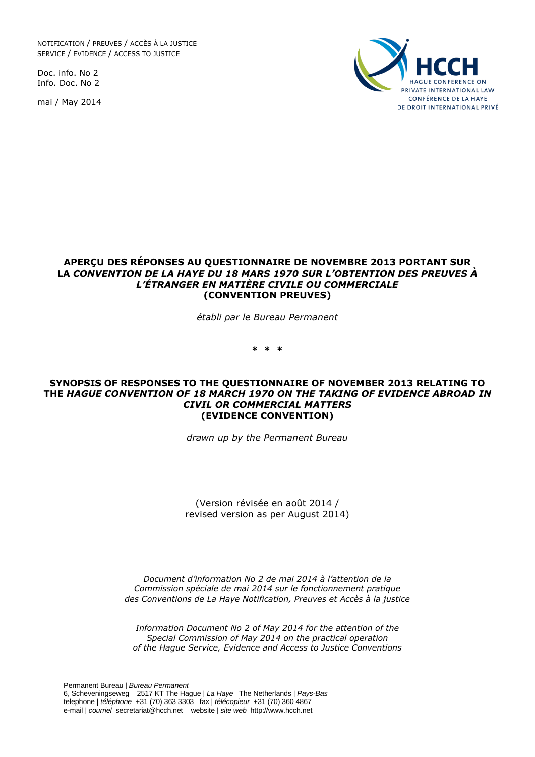NOTIFICATION / PREUVES / ACCÈS À LA JUSTICE
SERVICE / EVIDENCE / ACCESS TO JUSTICE

Doc. info. No 2
Info. Doc. No 2

mai / May 2014

HCCH
HAGUE CONFERENCE ON PRIVATE INTERNATIONAL LAW
CONFÉRENCE DE LA HAYE DE DROIT INTERNATIONAL PRIVÉ

# APERÇU DES RÉPONSES AU QUESTIONNAIRE DE NOVEMBRE 2013 PORTANT SUR LA *CONVENTION DE LA HAYE DU 18 MARS 1970 SUR L'OBTENTION DES PREUVES À L'ÉTRANGER EN MATIÈRE CIVILE OU COMMERCIALE* (CONVENTION PREUVES)

*établi par le Bureau Permanent*

\* \* \*

# SYNOPSIS OF RESPONSES TO THE QUESTIONNAIRE OF NOVEMBER 2013 RELATING TO THE *HAGUE CONVENTION OF 18 MARCH 1970 ON THE TAKING OF EVIDENCE ABROAD IN CIVIL OR COMMERCIAL MATTERS* (EVIDENCE CONVENTION)

*drawn up by the Permanent Bureau*

(Version révisée en août 2014 /
revised version as per August 2014)

*Document d'information No 2 de mai 2014 à l'attention de la Commission spéciale de mai 2014 sur le fonctionnement pratique des Conventions de La Haye Notification, Preuves et Accès à la justice*

*Information Document No 2 of May 2014 for the attention of the Special Commission of May 2014 on the practical operation of the Hague Service, Evidence and Access to Justice Conventions*

Permanent Bureau | *Bureau Permanent*
6, Scheveningseweg 2517 KT The Hague | *La Haye* The Netherlands | *Pays-Bas*
telephone | *téléphone* +31 (70) 363 3303 fax | *télécopieur* +31 (70) 360 4867
e-mail | *courriel* secretariat@hcch.net website | *site web* http://www.hcch.net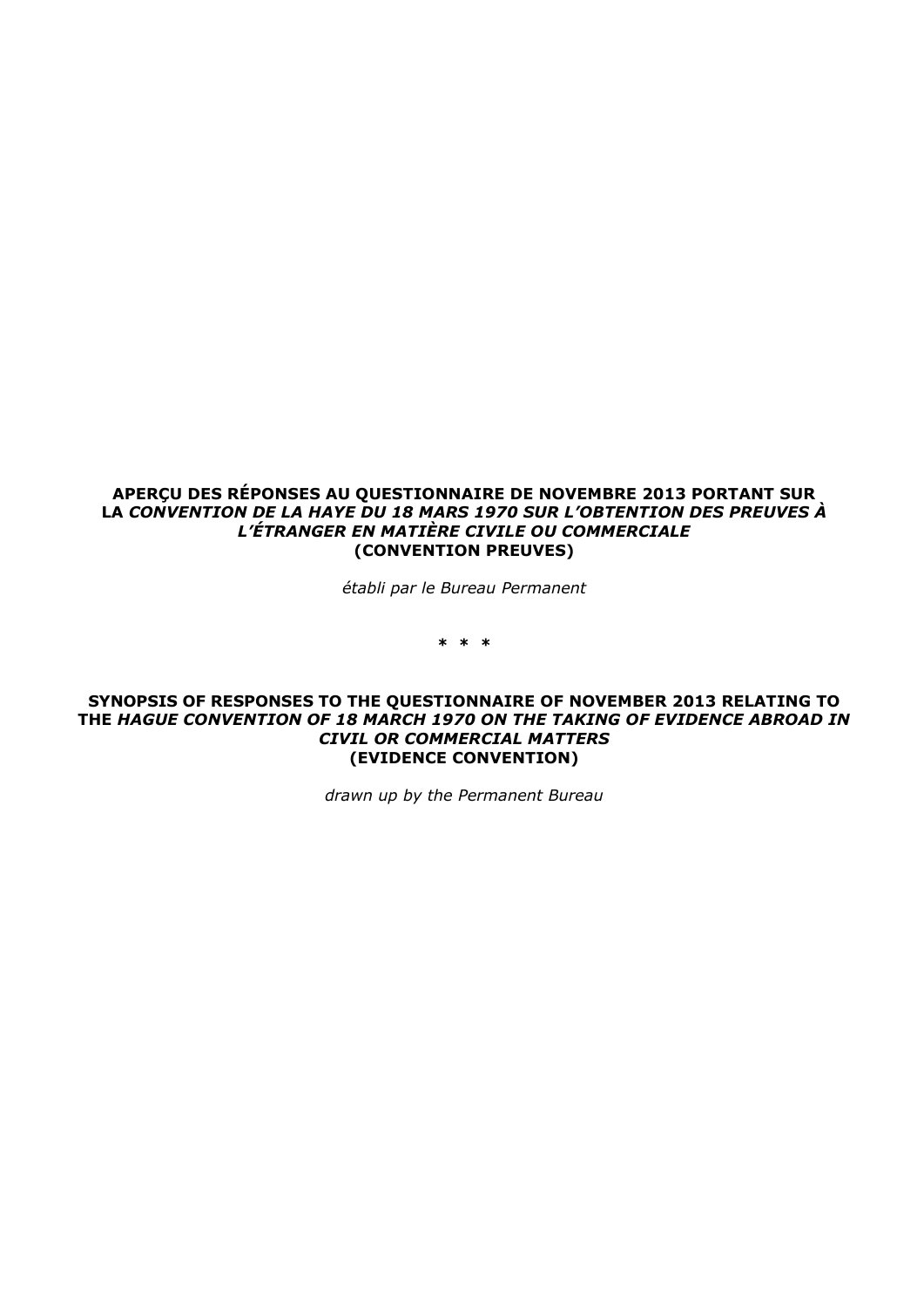**APERÇU DES RÉPONSES AU QUESTIONNAIRE DE NOVEMBRE 2013 PORTANT SUR LA *CONVENTION DE LA HAYE DU 18 MARS 1970 SUR L'OBTENTION DES PREUVES À L'ÉTRANGER EN MATIÈRE CIVILE OU COMMERCIALE* (CONVENTION PREUVES)**

*établi par le Bureau Permanent*

\* \* \*

**SYNOPSIS OF RESPONSES TO THE QUESTIONNAIRE OF NOVEMBER 2013 RELATING TO THE *HAGUE CONVENTION OF 18 MARCH 1970 ON THE TAKING OF EVIDENCE ABROAD IN CIVIL OR COMMERCIAL MATTERS* (EVIDENCE CONVENTION)**

*drawn up by the Permanent Bureau*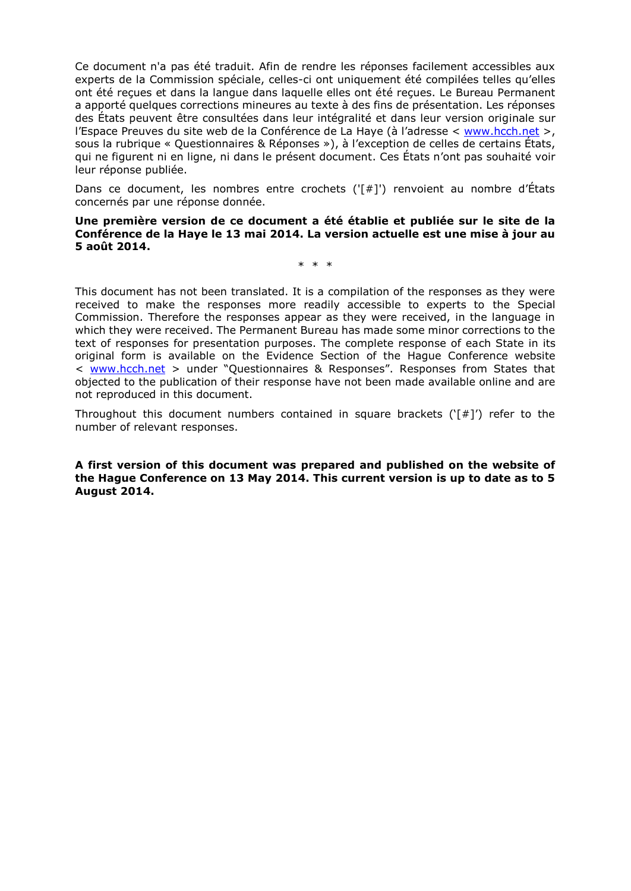Ce document n'a pas été traduit. Afin de rendre les réponses facilement accessibles aux experts de la Commission spéciale, celles-ci ont uniquement été compilées telles qu'elles ont été reçues et dans la langue dans laquelle elles ont été reçues. Le Bureau Permanent a apporté quelques corrections mineures au texte à des fins de présentation. Les réponses des États peuvent être consultées dans leur intégralité et dans leur version originale sur l'Espace Preuves du site web de la Conférence de La Haye (à l'adresse < www.hcch.net >, sous la rubrique « Questionnaires & Réponses »), à l'exception de celles de certains États, qui ne figurent ni en ligne, ni dans le présent document. Ces États n'ont pas souhaité voir leur réponse publiée.

Dans ce document, les nombres entre crochets ('[#]') renvoient au nombre d'États concernés par une réponse donnée.

**Une première version de ce document a été établie et publiée sur le site de la Conférence de la Haye le 13 mai 2014. La version actuelle est une mise à jour au 5 août 2014.**

\* \* \*

This document has not been translated. It is a compilation of the responses as they were received to make the responses more readily accessible to experts to the Special Commission. Therefore the responses appear as they were received, in the language in which they were received. The Permanent Bureau has made some minor corrections to the text of responses for presentation purposes. The complete response of each State in its original form is available on the Evidence Section of the Hague Conference website < www.hcch.net > under "Questionnaires & Responses". Responses from States that objected to the publication of their response have not been made available online and are not reproduced in this document.

Throughout this document numbers contained in square brackets ('[#]') refer to the number of relevant responses.

**A first version of this document was prepared and published on the website of the Hague Conference on 13 May 2014. This current version is up to date as to 5 August 2014.**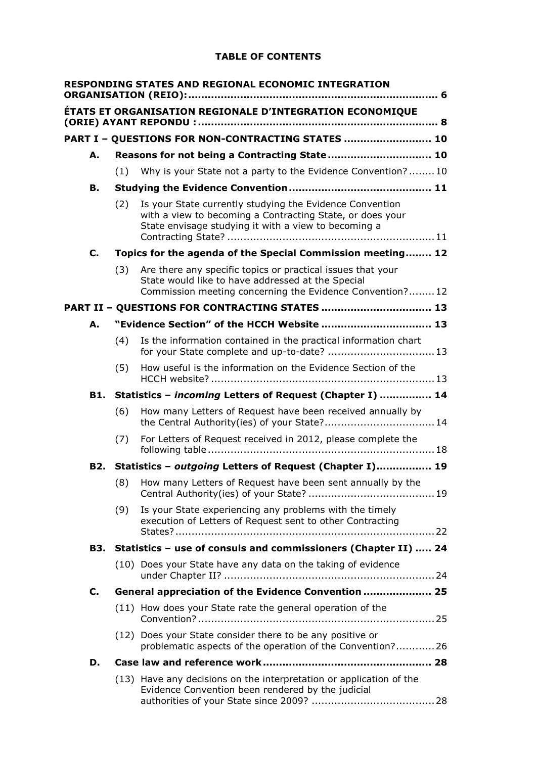# TABLE OF CONTENTS

**RESPONDING STATES AND REGIONAL ECONOMIC INTEGRATION ORGANISATION (REIO):** ........ 6

**ÉTATS ET ORGANISATION REGIONALE D'INTEGRATION ECONOMIQUE (ORIE) AYANT REPONDU :** ........ 8

**PART I – QUESTIONS FOR NON-CONTRACTING STATES** ........ 10

- **A. Reasons for not being a Contracting State** ........ 10
  - (1) Why is your State not a party to the Evidence Convention? ........ 10
- **B. Studying the Evidence Convention** ........ 11
  - (2) Is your State currently studying the Evidence Convention with a view to becoming a Contracting State, or does your State envisage studying it with a view to becoming a Contracting State? ........ 11
- **C. Topics for the agenda of the Special Commission meeting** ........ 12
  - (3) Are there any specific topics or practical issues that your State would like to have addressed at the Special Commission meeting concerning the Evidence Convention? ........ 12

**PART II – QUESTIONS FOR CONTRACTING STATES** ........ 13

- **A. "Evidence Section" of the HCCH Website** ........ 13
  - (4) Is the information contained in the practical information chart for your State complete and up-to-date? ........ 13
  - (5) How useful is the information on the Evidence Section of the HCCH website? ........ 13
- **B1. Statistics – *incoming* Letters of Request (Chapter I)** ........ 14
  - (6) How many Letters of Request have been received annually by the Central Authority(ies) of your State? ........ 14
  - (7) For Letters of Request received in 2012, please complete the following table ........ 18
- **B2. Statistics – *outgoing* Letters of Request (Chapter I)** ........ 19
  - (8) How many Letters of Request have been sent annually by the Central Authority(ies) of your State? ........ 19
  - (9) Is your State experiencing any problems with the timely execution of Letters of Request sent to other Contracting States? ........ 22
- **B3. Statistics – use of consuls and commissioners (Chapter II)** ........ 24
  - (10) Does your State have any data on the taking of evidence under Chapter II? ........ 24
- **C. General appreciation of the Evidence Convention** ........ 25
  - (11) How does your State rate the general operation of the Convention? ........ 25
  - (12) Does your State consider there to be any positive or problematic aspects of the operation of the Convention? ........ 26
- **D. Case law and reference work** ........ 28
  - (13) Have any decisions on the interpretation or application of the Evidence Convention been rendered by the judicial authorities of your State since 2009? ........ 28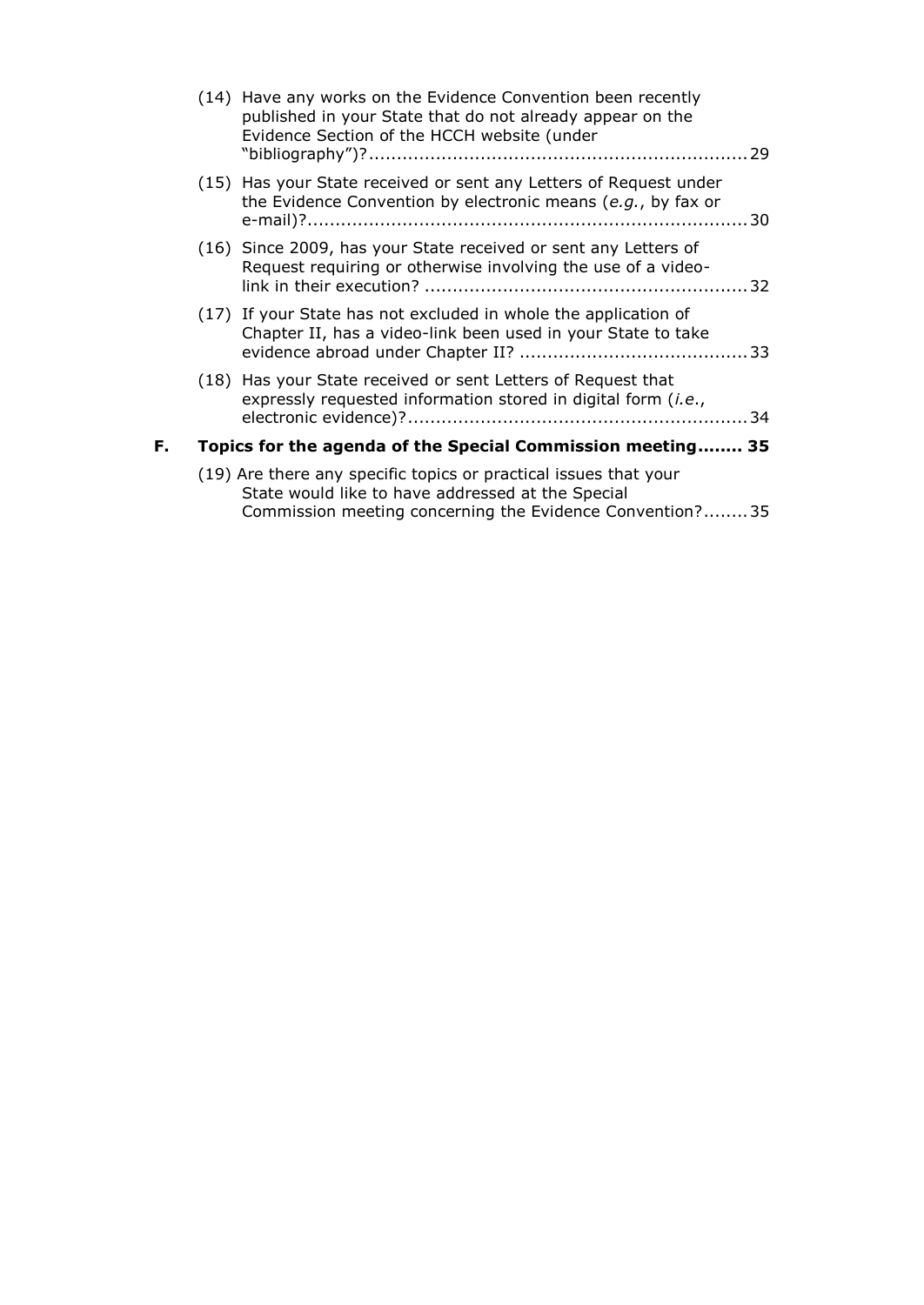(14) Have any works on the Evidence Convention been recently published in your State that do not already appear on the Evidence Section of the HCCH website (under "bibliography")? .................................................................... 29

(15) Has your State received or sent any Letters of Request under the Evidence Convention by electronic means (*e.g.*, by fax or e-mail)? .............................................................................. 30

(16) Since 2009, has your State received or sent any Letters of Request requiring or otherwise involving the use of a video-link in their execution? .......................................................... 32

(17) If your State has not excluded in whole the application of Chapter II, has a video-link been used in your State to take evidence abroad under Chapter II? ......................................... 33

(18) Has your State received or sent Letters of Request that expressly requested information stored in digital form (*i.e.*, electronic evidence)? ............................................................ 34

**F. Topics for the agenda of the Special Commission meeting........ 35**

(19) Are there any specific topics or practical issues that your State would like to have addressed at the Special Commission meeting concerning the Evidence Convention? ........ 35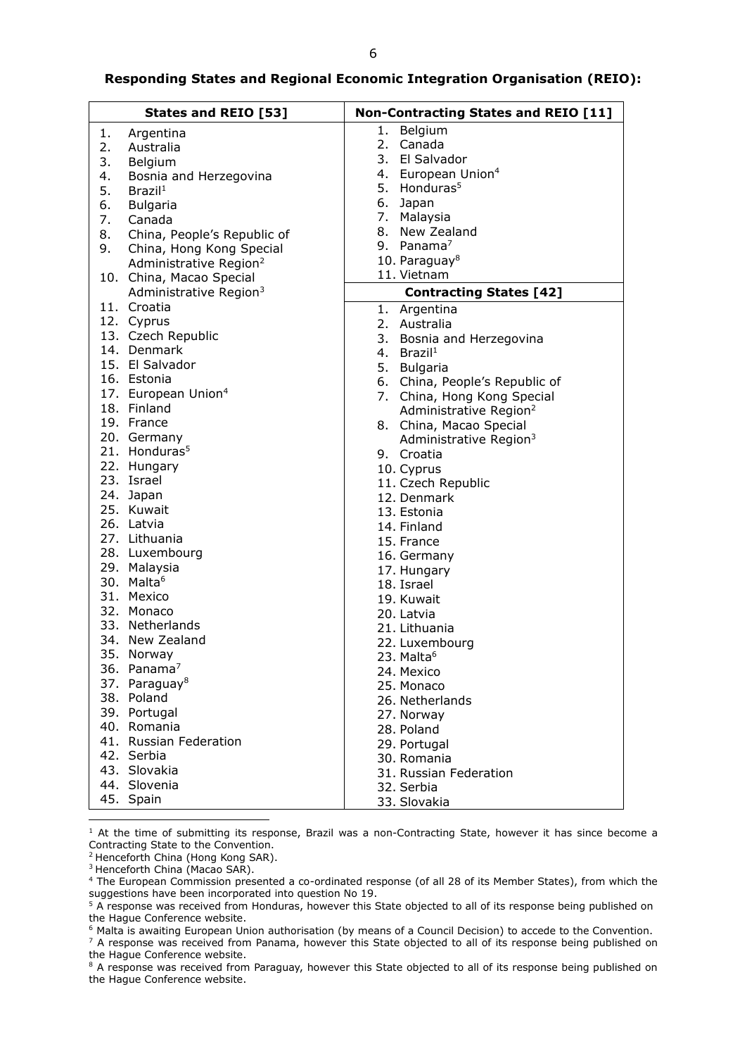**Responding States and Regional Economic Integration Organisation (REIO):**

| States and REIO [53] | Non-Contracting States and REIO [11] |
|---|---|
| 1. Argentina<br>2. Australia<br>3. Belgium<br>4. Bosnia and Herzegovina<br>5. Brazil[1]<br>6. Bulgaria<br>7. Canada<br>8. China, People's Republic of<br>9. China, Hong Kong Special Administrative Region[2]<br>10. China, Macao Special Administrative Region[3]<br>11. Croatia<br>12. Cyprus<br>13. Czech Republic<br>14. Denmark<br>15. El Salvador<br>16. Estonia<br>17. European Union[4]<br>18. Finland<br>19. France<br>20. Germany<br>21. Honduras[5]<br>22. Hungary<br>23. Israel<br>24. Japan<br>25. Kuwait<br>26. Latvia<br>27. Lithuania<br>28. Luxembourg<br>29. Malaysia<br>30. Malta[6]<br>31. Mexico<br>32. Monaco<br>33. Netherlands<br>34. New Zealand<br>35. Norway<br>36. Panama[7]<br>37. Paraguay[8]<br>38. Poland<br>39. Portugal<br>40. Romania<br>41. Russian Federation<br>42. Serbia<br>43. Slovakia<br>44. Slovenia<br>45. Spain | 1. Belgium<br>2. Canada<br>3. El Salvador<br>4. European Union[4]<br>5. Honduras[5]<br>6. Japan<br>7. Malaysia<br>8. New Zealand<br>9. Panama[7]<br>10. Paraguay[8]<br>11. Vietnam<br><br>**Contracting States [42]**<br><br>1. Argentina<br>2. Australia<br>3. Bosnia and Herzegovina<br>4. Brazil[1]<br>5. Bulgaria<br>6. China, People's Republic of<br>7. China, Hong Kong Special Administrative Region[2]<br>8. China, Macao Special Administrative Region[3]<br>9. Croatia<br>10. Cyprus<br>11. Czech Republic<br>12. Denmark<br>13. Estonia<br>14. Finland<br>15. France<br>16. Germany<br>17. Hungary<br>18. Israel<br>19. Kuwait<br>20. Latvia<br>21. Lithuania<br>22. Luxembourg<br>23. Malta[6]<br>24. Mexico<br>25. Monaco<br>26. Netherlands<br>27. Norway<br>28. Poland<br>29. Portugal<br>30. Romania<br>31. Russian Federation<br>32. Serbia<br>33. Slovakia |

[1] At the time of submitting its response, Brazil was a non-Contracting State, however it has since become a Contracting State to the Convention.

[2] Henceforth China (Hong Kong SAR).

[3] Henceforth China (Macao SAR).

[4] The European Commission presented a co-ordinated response (of all 28 of its Member States), from which the suggestions have been incorporated into question No 19.

[5] A response was received from Honduras, however this State objected to all of its response being published on the Hague Conference website.

[6] Malta is awaiting European Union authorisation (by means of a Council Decision) to accede to the Convention.

[7] A response was received from Panama, however this State objected to all of its response being published on the Hague Conference website.

[8] A response was received from Paraguay, however this State objected to all of its response being published on the Hague Conference website.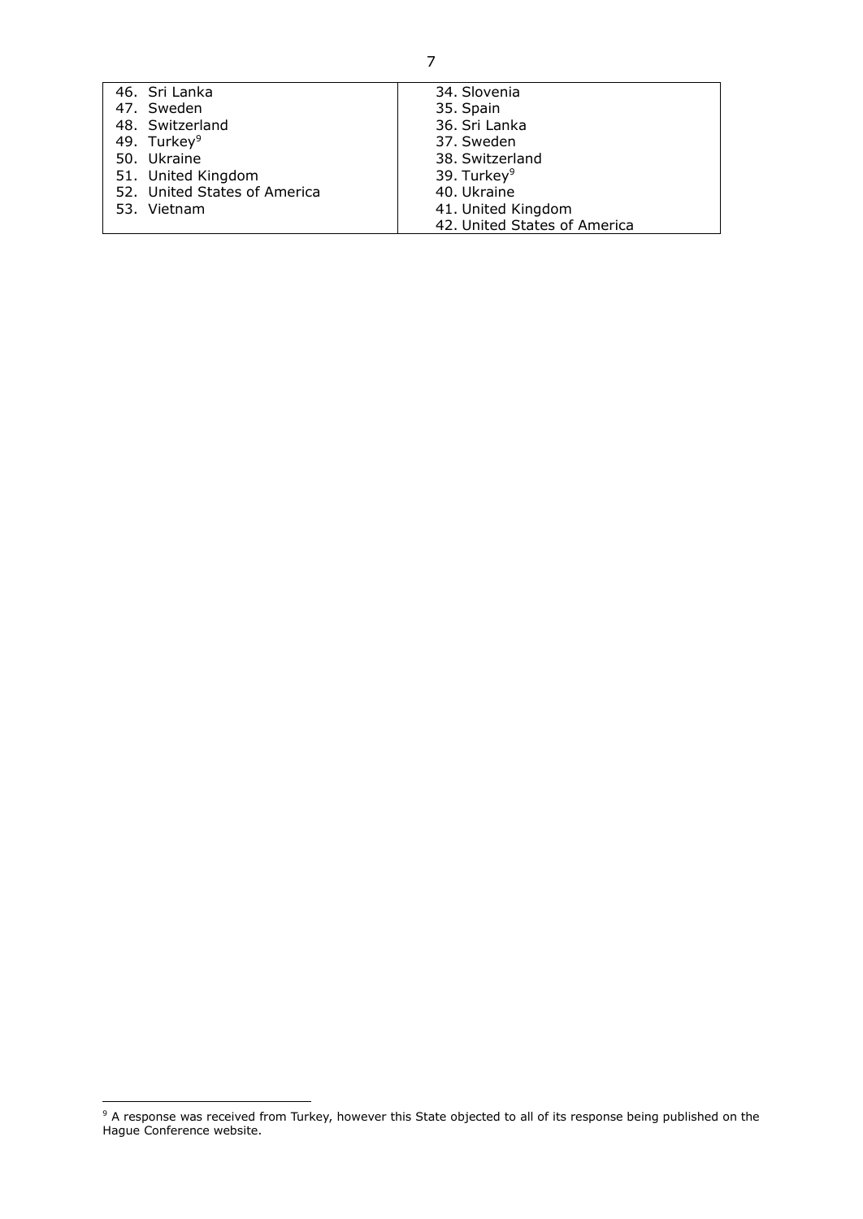| | |
|---|---|
| 46. Sri Lanka<br>47. Sweden<br>48. Switzerland<br>49. Turkey[9]<br>50. Ukraine<br>51. United Kingdom<br>52. United States of America<br>53. Vietnam | 34. Slovenia<br>35. Spain<br>36. Sri Lanka<br>37. Sweden<br>38. Switzerland<br>39. Turkey[9]<br>40. Ukraine<br>41. United Kingdom<br>42. United States of America |

[9] A response was received from Turkey, however this State objected to all of its response being published on the Hague Conference website.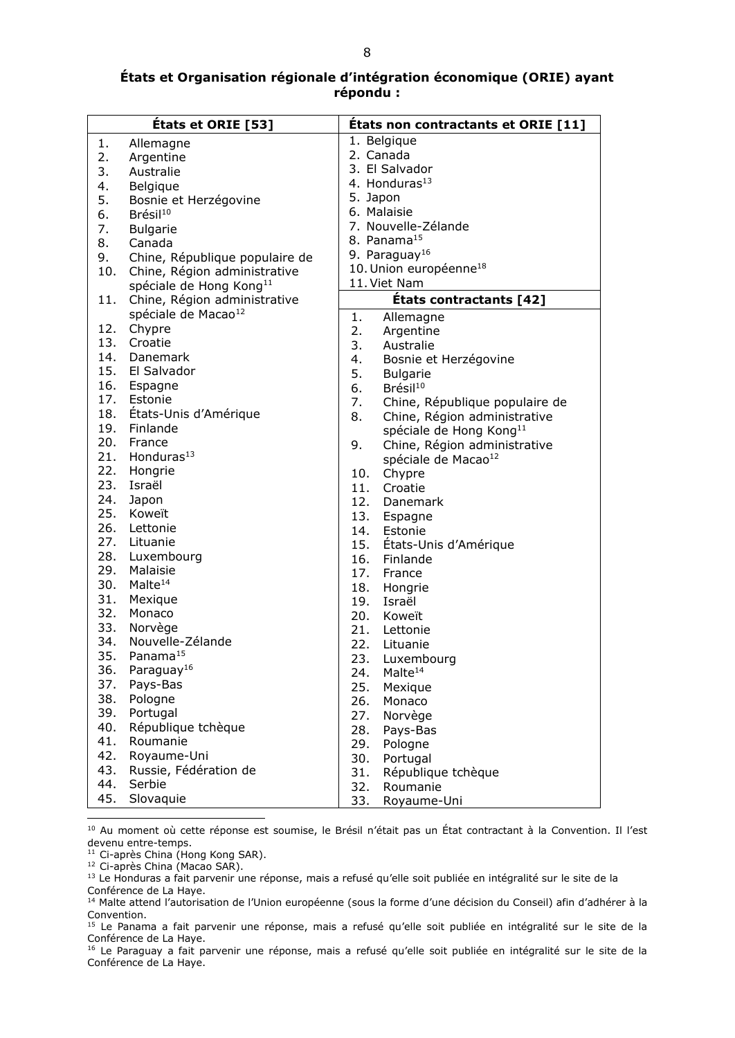**États et Organisation régionale d'intégration économique (ORIE) ayant répondu :**

| États et ORIE [53] | États non contractants et ORIE [11] |
|---|---|
| 1. Allemagne | 1. Belgique |
| 2. Argentine | 2. Canada |
| 3. Australie | 3. El Salvador |
| 4. Belgique | 4. Honduras[13] |
| 5. Bosnie et Herzégovine | 5. Japon |
| 6. Brésil[10] | 6. Malaisie |
| 7. Bulgarie | 7. Nouvelle-Zélande |
| 8. Canada | 8. Panama[15] |
| 9. Chine, République populaire de | 9. Paraguay[16] |
| 10. Chine, Région administrative spéciale de Hong Kong[11] | 10. Union européenne[18] |
| 11. Chine, Région administrative spéciale de Macao[12] | 11. Viet Nam |
| | **États contractants [42]** |
| 12. Chypre | 1. Allemagne |
| 13. Croatie | 2. Argentine |
| 14. Danemark | 3. Australie |
| 15. El Salvador | 4. Bosnie et Herzégovine |
| 16. Espagne | 5. Bulgarie |
| 17. Estonie | 6. Brésil[10] |
| 18. États-Unis d'Amérique | 7. Chine, République populaire de |
| 19. Finlande | 8. Chine, Région administrative spéciale de Hong Kong[11] |
| 20. France | 9. Chine, Région administrative spéciale de Macao[12] |
| 21. Honduras[13] | 10. Chypre |
| 22. Hongrie | 11. Croatie |
| 23. Israël | 12. Danemark |
| 24. Japon | 13. Espagne |
| 25. Koweït | 14. Estonie |
| 26. Lettonie | 15. États-Unis d'Amérique |
| 27. Lituanie | 16. Finlande |
| 28. Luxembourg | 17. France |
| 29. Malaisie | 18. Hongrie |
| 30. Malte[14] | 19. Israël |
| 31. Mexique | 20. Koweït |
| 32. Monaco | 21. Lettonie |
| 33. Norvège | 22. Lituanie |
| 34. Nouvelle-Zélande | 23. Luxembourg |
| 35. Panama[15] | 24. Malte[14] |
| 36. Paraguay[16] | 25. Mexique |
| 37. Pays-Bas | 26. Monaco |
| 38. Pologne | 27. Norvège |
| 39. Portugal | 28. Pays-Bas |
| 40. République tchèque | 29. Pologne |
| 41. Roumanie | 30. Portugal |
| 42. Royaume-Uni | 31. République tchèque |
| 43. Russie, Fédération de | 32. Roumanie |
| 44. Serbie | 33. Royaume-Uni |
| 45. Slovaquie | |

[10] Au moment où cette réponse est soumise, le Brésil n'était pas un État contractant à la Convention. Il l'est devenu entre-temps.

[11] Ci-après China (Hong Kong SAR).

[12] Ci-après China (Macao SAR).

[13] Le Honduras a fait parvenir une réponse, mais a refusé qu'elle soit publiée en intégralité sur le site de la Conférence de La Haye.

[14] Malte attend l'autorisation de l'Union européenne (sous la forme d'une décision du Conseil) afin d'adhérer à la Convention.

[15] Le Panama a fait parvenir une réponse, mais a refusé qu'elle soit publiée en intégralité sur le site de la Conférence de La Haye.

[16] Le Paraguay a fait parvenir une réponse, mais a refusé qu'elle soit publiée en intégralité sur le site de la Conférence de La Haye.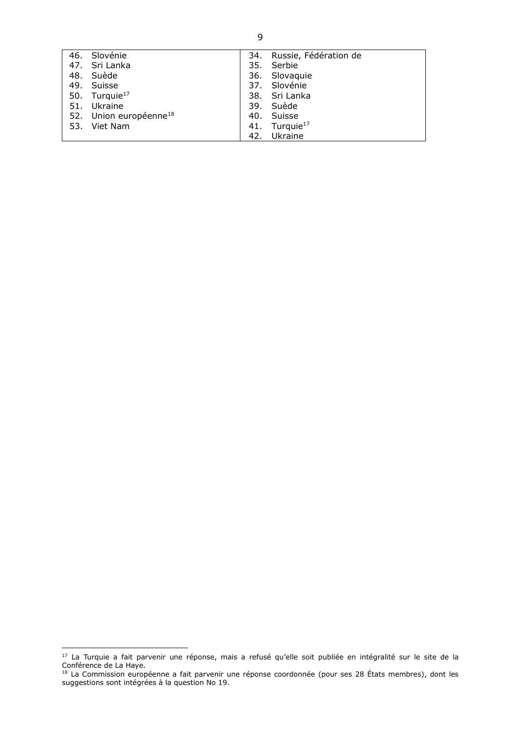| | |
|---|---|
| 46. Slovénie<br>47. Sri Lanka<br>48. Suède<br>49. Suisse<br>50. Turquie[17]<br>51. Ukraine<br>52. Union européenne[18]<br>53. Viet Nam | 34. Russie, Fédération de<br>35. Serbie<br>36. Slovaquie<br>37. Slovénie<br>38. Sri Lanka<br>39. Suède<br>40. Suisse<br>41. Turquie[17]<br>42. Ukraine |

[17] La Turquie a fait parvenir une réponse, mais a refusé qu'elle soit publiée en intégralité sur le site de la Conférence de La Haye.

[18] La Commission européenne a fait parvenir une réponse coordonnée (pour ses 28 États membres), dont les suggestions sont intégrées à la question No 19.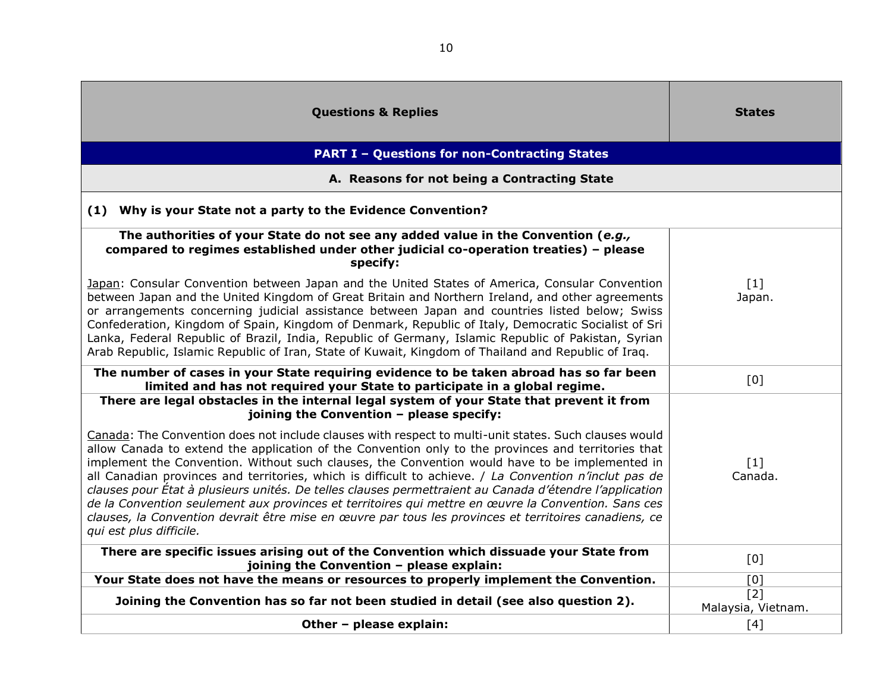| Questions & Replies | States |
|---|---|
| **PART I – Questions for non-Contracting States** | |
| **A. Reasons for not being a Contracting State** | |
| **(1) Why is your State not a party to the Evidence Convention?** | |
| **The authorities of your State do not see any added value in the Convention (*e.g.,* compared to regimes established under other judicial co-operation treaties) – please specify:**<br><br>Japan: Consular Convention between Japan and the United States of America, Consular Convention between Japan and the United Kingdom of Great Britain and Northern Ireland, and other agreements or arrangements concerning judicial assistance between Japan and countries listed below; Swiss Confederation, Kingdom of Spain, Kingdom of Denmark, Republic of Italy, Democratic Socialist of Sri Lanka, Federal Republic of Brazil, India, Republic of Germany, Islamic Republic of Pakistan, Syrian Arab Republic, Islamic Republic of Iran, State of Kuwait, Kingdom of Thailand and Republic of Iraq. | [1]<br>Japan. |
| **The number of cases in your State requiring evidence to be taken abroad has so far been limited and has not required your State to participate in a global regime.** | [0] |
| **There are legal obstacles in the internal legal system of your State that prevent it from joining the Convention – please specify:**<br><br>Canada: The Convention does not include clauses with respect to multi-unit states. Such clauses would allow Canada to extend the application of the Convention only to the provinces and territories that implement the Convention. Without such clauses, the Convention would have to be implemented in all Canadian provinces and territories, which is difficult to achieve. / *La Convention n'inclut pas de clauses pour État à plusieurs unités. De telles clauses permettraient au Canada d'étendre l'application de la Convention seulement aux provinces et territoires qui mettre en œuvre la Convention. Sans ces clauses, la Convention devrait être mise en œuvre par tous les provinces et territoires canadiens, ce qui est plus difficile.* | [1]<br>Canada. |
| **There are specific issues arising out of the Convention which dissuade your State from joining the Convention – please explain:** | [0] |
| **Your State does not have the means or resources to properly implement the Convention.** | [0] |
| **Joining the Convention has so far not been studied in detail (see also question 2).** | [2]<br>Malaysia, Vietnam. |
| **Other – please explain:** | [4] |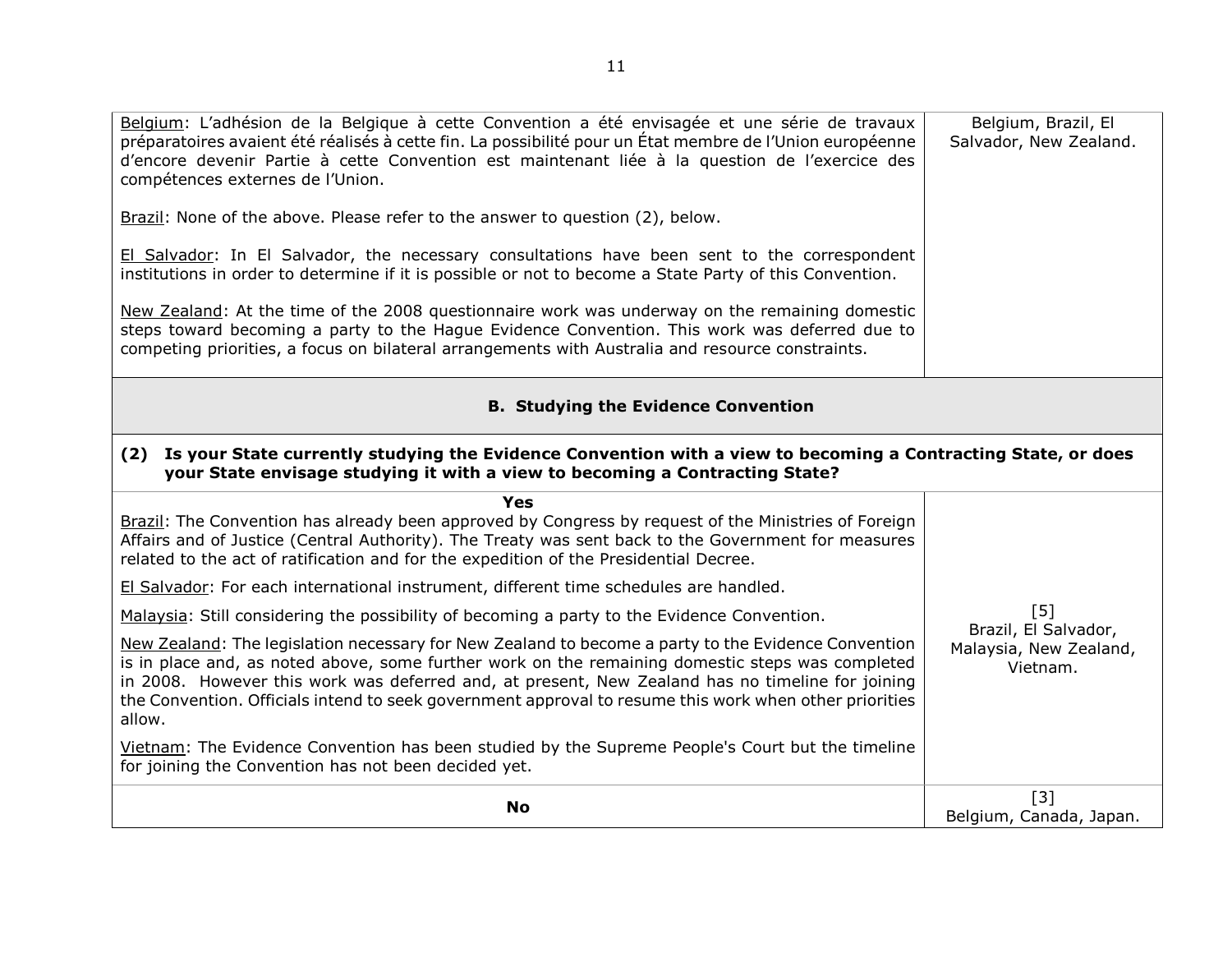| | |
|---|---|
| Belgium: L'adhésion de la Belgique à cette Convention a été envisagée et une série de travaux préparatoires avaient été réalisés à cette fin. La possibilité pour un État membre de l'Union européenne d'encore devenir Partie à cette Convention est maintenant liée à la question de l'exercice des compétences externes de l'Union.<br><br>Brazil: None of the above. Please refer to the answer to question (2), below.<br><br>El Salvador: In El Salvador, the necessary consultations have been sent to the correspondent institutions in order to determine if it is possible or not to become a State Party of this Convention.<br><br>New Zealand: At the time of the 2008 questionnaire work was underway on the remaining domestic steps toward becoming a party to the Hague Evidence Convention. This work was deferred due to competing priorities, a focus on bilateral arrangements with Australia and resource constraints. | Belgium, Brazil, El Salvador, New Zealand. |
| **B. Studying the Evidence Convention** | |
| **(2) Is your State currently studying the Evidence Convention with a view to becoming a Contracting State, or does your State envisage studying it with a view to becoming a Contracting State?** | |
| **Yes**<br>Brazil: The Convention has already been approved by Congress by request of the Ministries of Foreign Affairs and of Justice (Central Authority). The Treaty was sent back to the Government for measures related to the act of ratification and for the expedition of the Presidential Decree.<br><br>El Salvador: For each international instrument, different time schedules are handled.<br><br>Malaysia: Still considering the possibility of becoming a party to the Evidence Convention.<br><br>New Zealand: The legislation necessary for New Zealand to become a party to the Evidence Convention is in place and, as noted above, some further work on the remaining domestic steps was completed in 2008. However this work was deferred and, at present, New Zealand has no timeline for joining the Convention. Officials intend to seek government approval to resume this work when other priorities allow.<br><br>Vietnam: The Evidence Convention has been studied by the Supreme People's Court but the timeline for joining the Convention has not been decided yet. | [5]<br>Brazil, El Salvador, Malaysia, New Zealand, Vietnam. |
| **No** | [3]<br>Belgium, Canada, Japan. |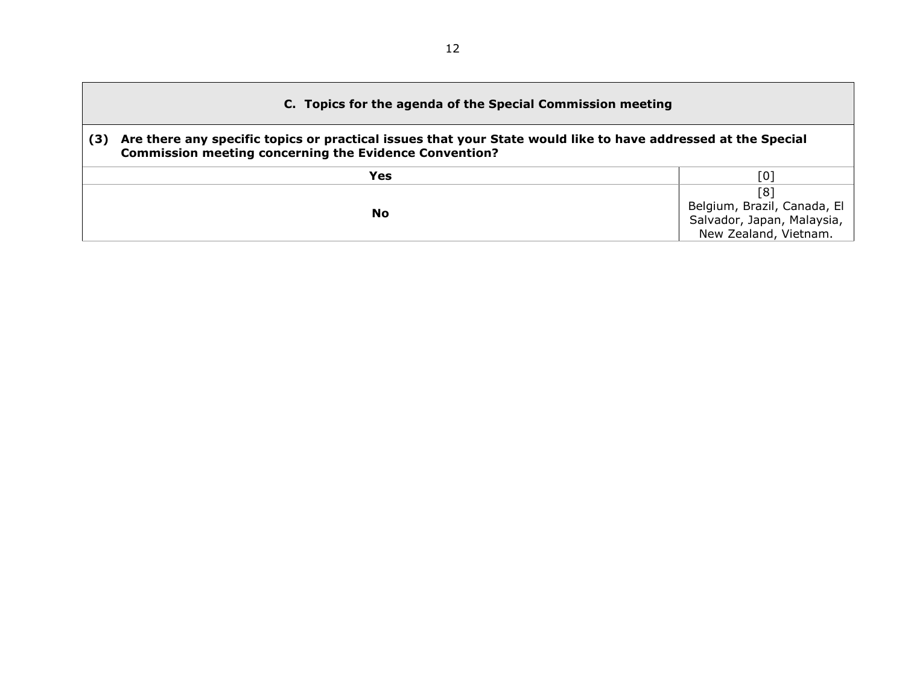| **C. Topics for the agenda of the Special Commission meeting** | |
|---|---|
| **(3) Are there any specific topics or practical issues that your State would like to have addressed at the Special Commission meeting concerning the Evidence Convention?** | |
| **Yes** | [0] |
| **No** | [8] Belgium, Brazil, Canada, El Salvador, Japan, Malaysia, New Zealand, Vietnam. |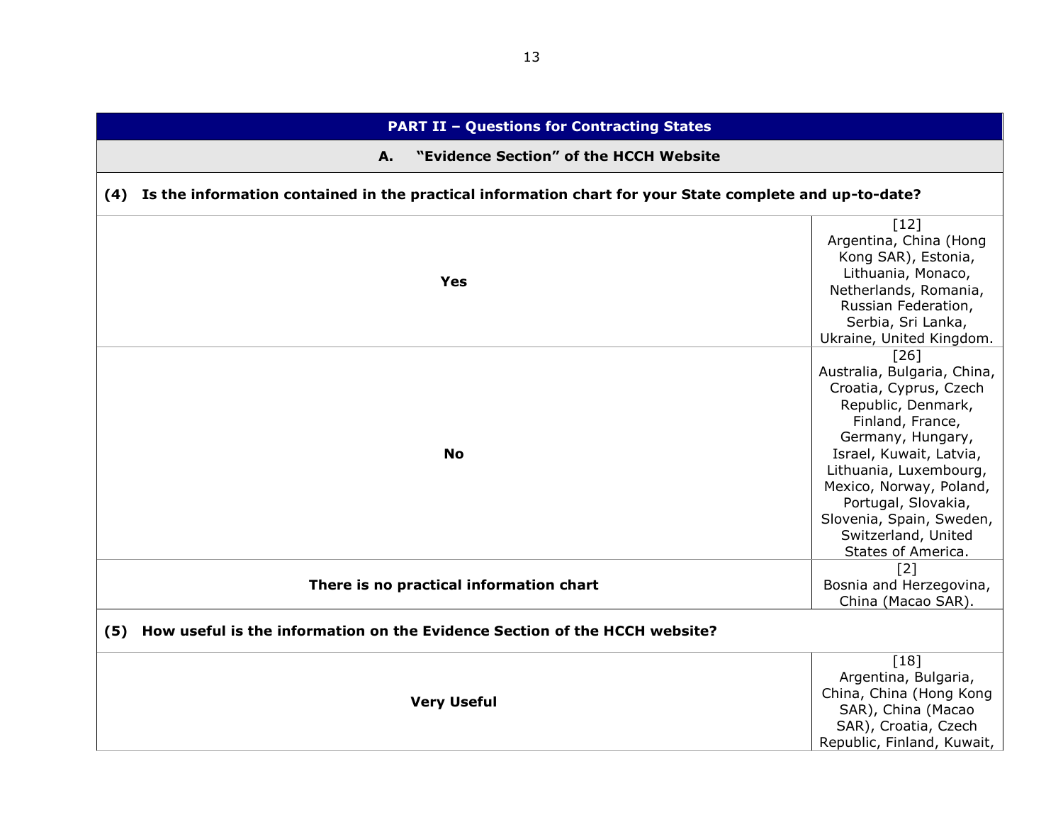| PART II – Questions for Contracting States | |
|---|---|
| **A. "Evidence Section" of the HCCH Website** | |
| **(4) Is the information contained in the practical information chart for your State complete and up-to-date?** | |
| **Yes** | [12] Argentina, China (Hong Kong SAR), Estonia, Lithuania, Monaco, Netherlands, Romania, Russian Federation, Serbia, Sri Lanka, Ukraine, United Kingdom. |
| **No** | [26] Australia, Bulgaria, China, Croatia, Cyprus, Czech Republic, Denmark, Finland, France, Germany, Hungary, Israel, Kuwait, Latvia, Lithuania, Luxembourg, Mexico, Norway, Poland, Portugal, Slovakia, Slovenia, Spain, Sweden, Switzerland, United States of America. |
| **There is no practical information chart** | [2] Bosnia and Herzegovina, China (Macao SAR). |
| **(5) How useful is the information on the Evidence Section of the HCCH website?** | |
| **Very Useful** | [18] Argentina, Bulgaria, China, China (Hong Kong SAR), China (Macao SAR), Croatia, Czech Republic, Finland, Kuwait, |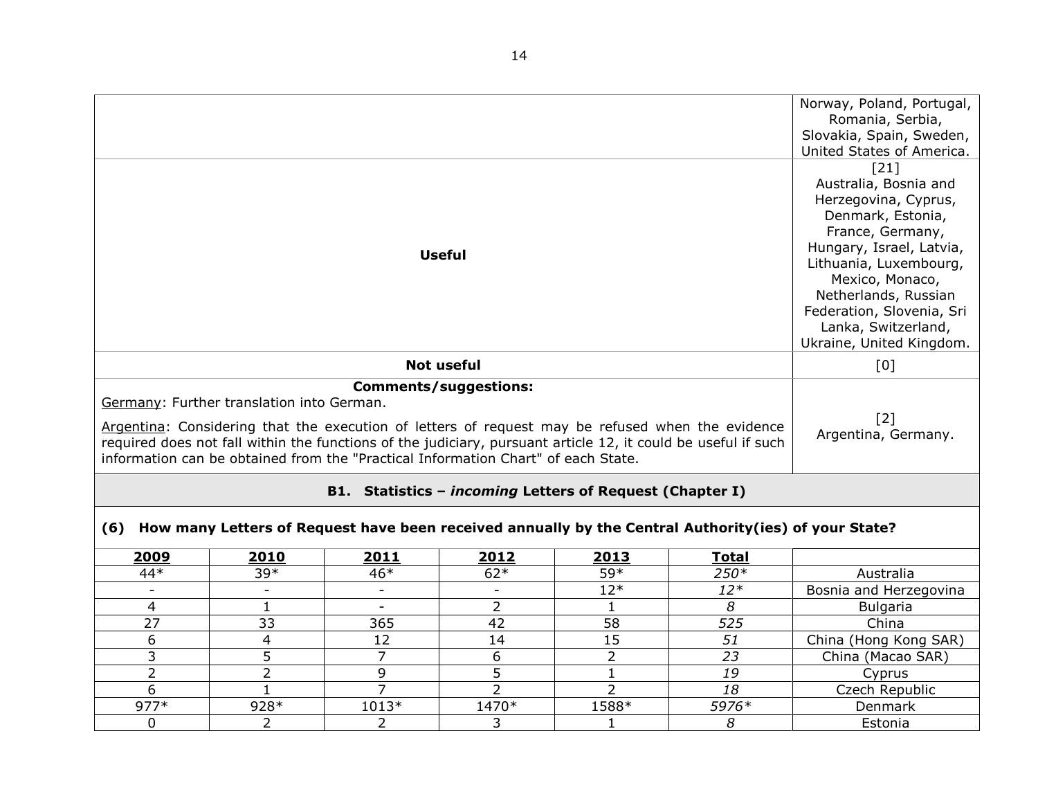| | |
|---|---|
| | Norway, Poland, Portugal, Romania, Serbia, Slovakia, Spain, Sweden, United States of America. |
| **Useful** | [21] Australia, Bosnia and Herzegovina, Cyprus, Denmark, Estonia, France, Germany, Hungary, Israel, Latvia, Lithuania, Luxembourg, Mexico, Monaco, Netherlands, Russian Federation, Slovenia, Sri Lanka, Switzerland, Ukraine, United Kingdom. |
| **Not useful** | [0] |
| **Comments/suggestions:** <br> Germany: Further translation into German. <br> Argentina: Considering that the execution of letters of request may be refused when the evidence required does not fall within the functions of the judiciary, pursuant article 12, it could be useful if such information can be obtained from the "Practical Information Chart" of each State. | [2] Argentina, Germany. |

## B1. Statistics – *incoming* Letters of Request (Chapter I)

**(6) How many Letters of Request have been received annually by the Central Authority(ies) of your State?**

| 2009 | 2010 | 2011 | 2012 | 2013 | Total | |
|---|---|---|---|---|---|---|
| 44* | 39* | 46* | 62* | 59* | *250** | Australia |
| - | - | - | - | 12* | *12** | Bosnia and Herzegovina |
| 4 | 1 | - | 2 | 1 | *8* | Bulgaria |
| 27 | 33 | 365 | 42 | 58 | *525* | China |
| 6 | 4 | 12 | 14 | 15 | *51* | China (Hong Kong SAR) |
| 3 | 5 | 7 | 6 | 2 | *23* | China (Macao SAR) |
| 2 | 2 | 9 | 5 | 1 | *19* | Cyprus |
| 6 | 1 | 7 | 2 | 2 | *18* | Czech Republic |
| 977* | 928* | 1013* | 1470* | 1588* | *5976** | Denmark |
| 0 | 2 | 2 | 3 | 1 | *8* | Estonia |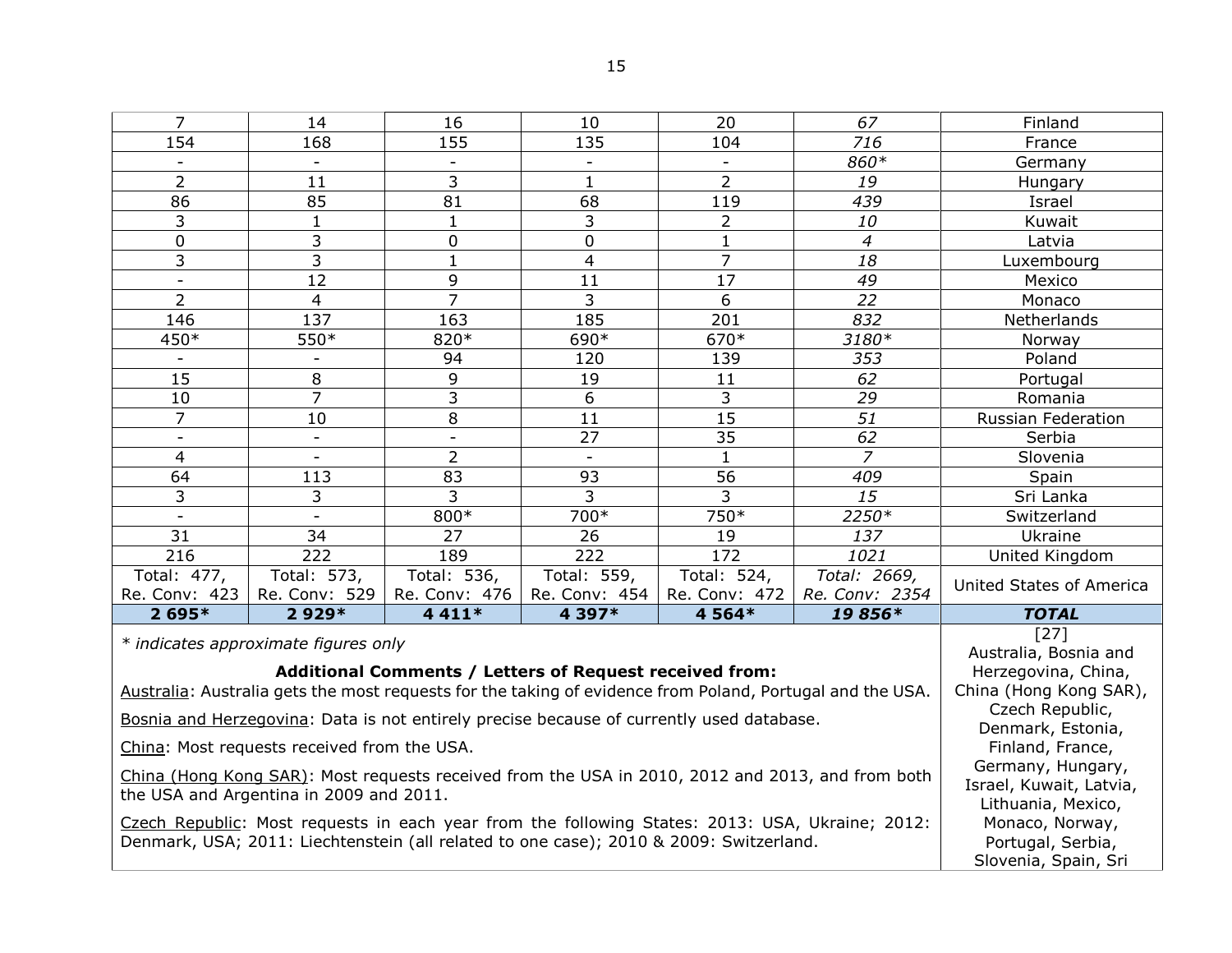| | | | | | | |
|---|---|---|---|---|---|---|
| 7 | 14 | 16 | 10 | 20 | *67* | Finland |
| 154 | 168 | 155 | 135 | 104 | *716* | France |
| - | - | - | - | - | *860** | Germany |
| 2 | 11 | 3 | 1 | 2 | *19* | Hungary |
| 86 | 85 | 81 | 68 | 119 | *439* | Israel |
| 3 | 1 | 1 | 3 | 2 | *10* | Kuwait |
| 0 | 3 | 0 | 0 | 1 | *4* | Latvia |
| 3 | 3 | 1 | 4 | 7 | *18* | Luxembourg |
| - | 12 | 9 | 11 | 17 | *49* | Mexico |
| 2 | 4 | 7 | 3 | 6 | *22* | Monaco |
| 146 | 137 | 163 | 185 | 201 | *832* | Netherlands |
| 450* | 550* | 820* | 690* | 670* | *3180** | Norway |
| - | - | 94 | 120 | 139 | *353* | Poland |
| 15 | 8 | 9 | 19 | 11 | *62* | Portugal |
| 10 | 7 | 3 | 6 | 3 | *29* | Romania |
| 7 | 10 | 8 | 11 | 15 | *51* | Russian Federation |
| - | - | - | 27 | 35 | *62* | Serbia |
| 4 | - | 2 | - | 1 | *7* | Slovenia |
| 64 | 113 | 83 | 93 | 56 | *409* | Spain |
| 3 | 3 | 3 | 3 | 3 | *15* | Sri Lanka |
| - | - | 800* | 700* | 750* | *2250** | Switzerland |
| 31 | 34 | 27 | 26 | 19 | *137* | Ukraine |
| 216 | 222 | 189 | 222 | 172 | *1021* | United Kingdom |
| Total: 477, Re. Conv: 423 | Total: 573, Re. Conv: 529 | Total: 536, Re. Conv: 476 | Total: 559, Re. Conv: 454 | Total: 524, Re. Conv: 472 | *Total: 2669, Re. Conv: 2354* | United States of America |
| **2 695*** | **2 929*** | **4 411*** | **4 397*** | **4 564*** | ***19 856**** | ***TOTAL*** |

*\* indicates approximate figures only*

**Additional Comments / Letters of Request received from:**

Australia: Australia gets the most requests for the taking of evidence from Poland, Portugal and the USA.

Bosnia and Herzegovina: Data is not entirely precise because of currently used database.

China: Most requests received from the USA.

China (Hong Kong SAR): Most requests received from the USA in 2010, 2012 and 2013, and from both the USA and Argentina in 2009 and 2011.

Czech Republic: Most requests in each year from the following States: 2013: USA, Ukraine; 2012: Denmark, USA; 2011: Liechtenstein (all related to one case); 2010 & 2009: Switzerland.

[27] Australia, Bosnia and Herzegovina, China, China (Hong Kong SAR), Czech Republic, Denmark, Estonia, Finland, France, Germany, Hungary, Israel, Kuwait, Latvia, Lithuania, Mexico, Monaco, Norway, Portugal, Serbia, Slovenia, Spain, Sri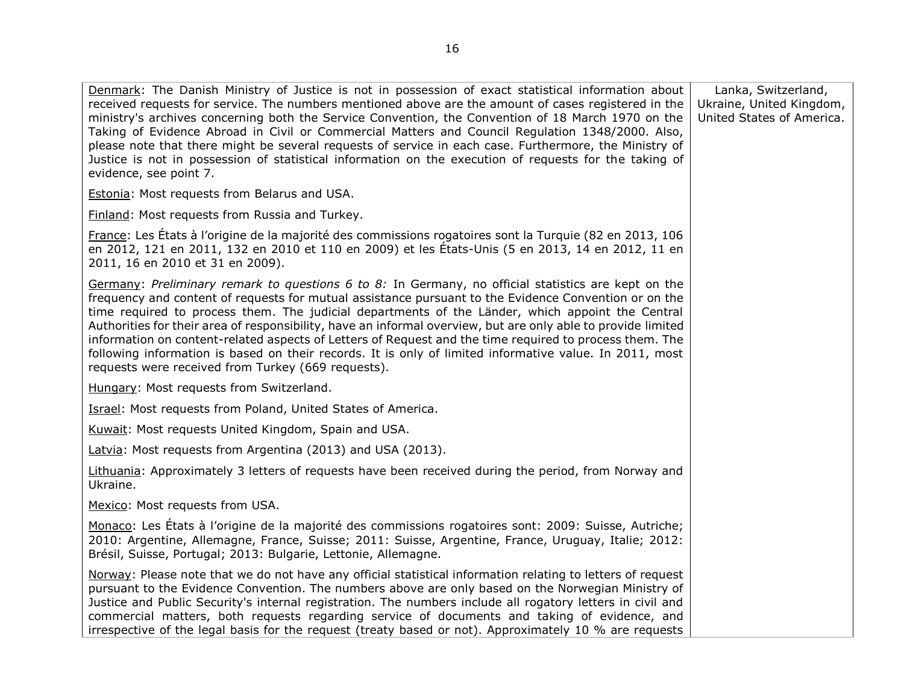| | |
|---|---|
| Denmark: The Danish Ministry of Justice is not in possession of exact statistical information about received requests for service. The numbers mentioned above are the amount of cases registered in the ministry's archives concerning both the Service Convention, the Convention of 18 March 1970 on the Taking of Evidence Abroad in Civil or Commercial Matters and Council Regulation 1348/2000. Also, please note that there might be several requests of service in each case. Furthermore, the Ministry of Justice is not in possession of statistical information on the execution of requests for the taking of evidence, see point 7.<br><br>Estonia: Most requests from Belarus and USA.<br><br>Finland: Most requests from Russia and Turkey.<br><br>France: Les États à l'origine de la majorité des commissions rogatoires sont la Turquie (82 en 2013, 106 en 2012, 121 en 2011, 132 en 2010 et 110 en 2009) et les États-Unis (5 en 2013, 14 en 2012, 11 en 2011, 16 en 2010 et 31 en 2009).<br><br>Germany: *Preliminary remark to questions 6 to 8:* In Germany, no official statistics are kept on the frequency and content of requests for mutual assistance pursuant to the Evidence Convention or on the time required to process them. The judicial departments of the Länder, which appoint the Central Authorities for their area of responsibility, have an informal overview, but are only able to provide limited information on content-related aspects of Letters of Request and the time required to process them. The following information is based on their records. It is only of limited informative value. In 2011, most requests were received from Turkey (669 requests).<br><br>Hungary: Most requests from Switzerland.<br><br>Israel: Most requests from Poland, United States of America.<br><br>Kuwait: Most requests United Kingdom, Spain and USA.<br><br>Latvia: Most requests from Argentina (2013) and USA (2013).<br><br>Lithuania: Approximately 3 letters of requests have been received during the period, from Norway and Ukraine.<br><br>Mexico: Most requests from USA.<br><br>Monaco: Les États à l'origine de la majorité des commissions rogatoires sont: 2009: Suisse, Autriche; 2010: Argentine, Allemagne, France, Suisse; 2011: Suisse, Argentine, France, Uruguay, Italie; 2012: Brésil, Suisse, Portugal; 2013: Bulgarie, Lettonie, Allemagne.<br><br>Norway: Please note that we do not have any official statistical information relating to letters of request pursuant to the Evidence Convention. The numbers above are only based on the Norwegian Ministry of Justice and Public Security's internal registration. The numbers include all rogatory letters in civil and commercial matters, both requests regarding service of documents and taking of evidence, and irrespective of the legal basis for the request (treaty based or not). Approximately 10 % are requests | Lanka, Switzerland, Ukraine, United Kingdom, United States of America. |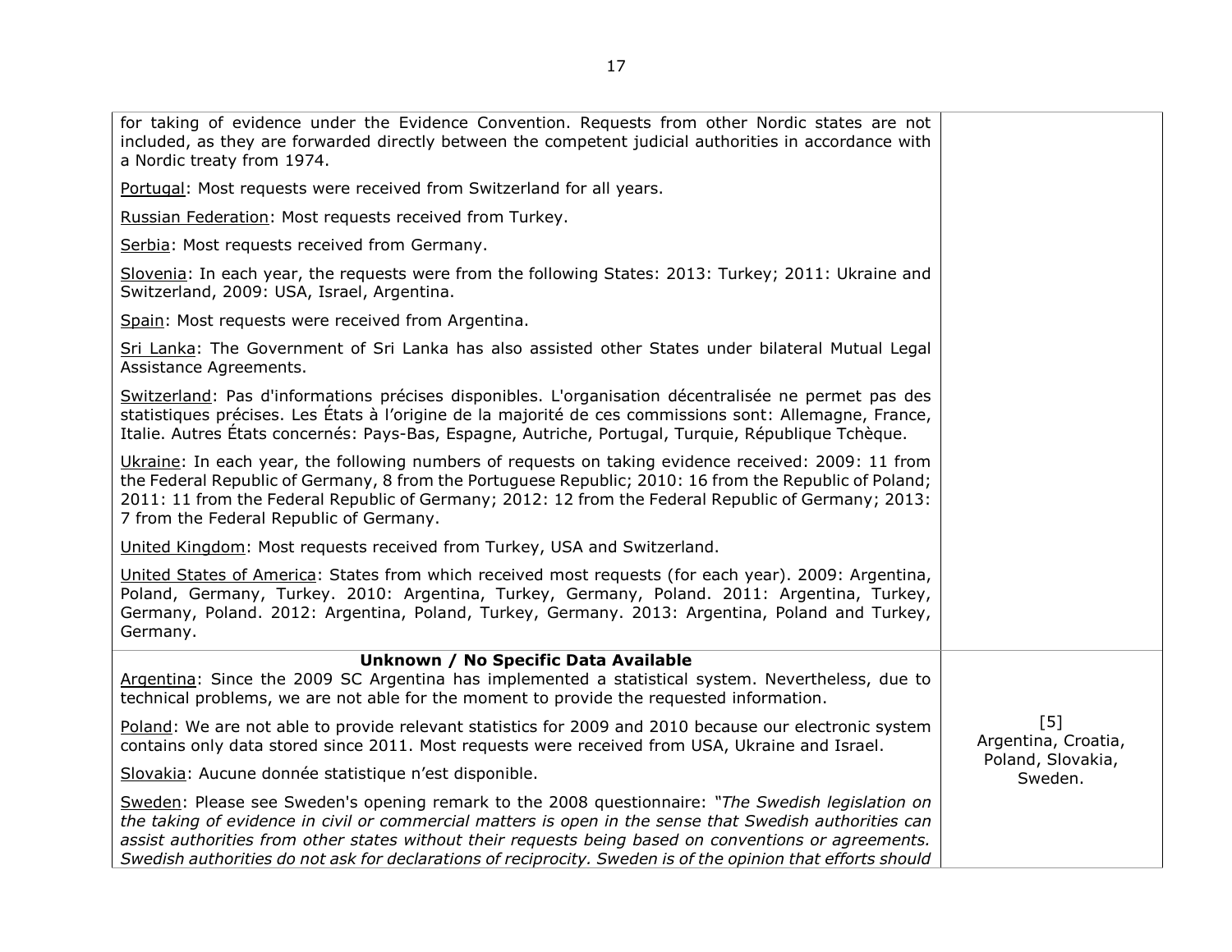| | |
|---|---|
| for taking of evidence under the Evidence Convention. Requests from other Nordic states are not included, as they are forwarded directly between the competent judicial authorities in accordance with a Nordic treaty from 1974.<br><br><u>Portugal</u>: Most requests were received from Switzerland for all years.<br><br><u>Russian Federation</u>: Most requests received from Turkey.<br><br><u>Serbia</u>: Most requests received from Germany.<br><br><u>Slovenia</u>: In each year, the requests were from the following States: 2013: Turkey; 2011: Ukraine and Switzerland, 2009: USA, Israel, Argentina.<br><br><u>Spain</u>: Most requests were received from Argentina.<br><br><u>Sri Lanka</u>: The Government of Sri Lanka has also assisted other States under bilateral Mutual Legal Assistance Agreements.<br><br><u>Switzerland</u>: Pas d'informations précises disponibles. L'organisation décentralisée ne permet pas des statistiques précises. Les États à l'origine de la majorité de ces commissions sont: Allemagne, France, Italie. Autres États concernés: Pays-Bas, Espagne, Autriche, Portugal, Turquie, République Tchèque.<br><br><u>Ukraine</u>: In each year, the following numbers of requests on taking evidence received: 2009: 11 from the Federal Republic of Germany, 8 from the Portuguese Republic; 2010: 16 from the Republic of Poland; 2011: 11 from the Federal Republic of Germany; 2012: 12 from the Federal Republic of Germany; 2013: 7 from the Federal Republic of Germany.<br><br><u>United Kingdom</u>: Most requests received from Turkey, USA and Switzerland.<br><br><u>United States of America</u>: States from which received most requests (for each year). 2009: Argentina, Poland, Germany, Turkey. 2010: Argentina, Turkey, Germany, Poland. 2011: Argentina, Turkey, Germany, Poland. 2012: Argentina, Poland, Turkey, Germany. 2013: Argentina, Poland and Turkey, Germany. | |
| **Unknown / No Specific Data Available**<br><u>Argentina</u>: Since the 2009 SC Argentina has implemented a statistical system. Nevertheless, due to technical problems, we are not able for the moment to provide the requested information.<br><br><u>Poland</u>: We are not able to provide relevant statistics for 2009 and 2010 because our electronic system contains only data stored since 2011. Most requests were received from USA, Ukraine and Israel.<br><br><u>Slovakia</u>: Aucune donnée statistique n'est disponible.<br><br><u>Sweden</u>: Please see Sweden's opening remark to the 2008 questionnaire: *"The Swedish legislation on the taking of evidence in civil or commercial matters is open in the sense that Swedish authorities can assist authorities from other states without their requests being based on conventions or agreements. Swedish authorities do not ask for declarations of reciprocity. Sweden is of the opinion that efforts should* | [5]<br>Argentina, Croatia, Poland, Slovakia, Sweden. |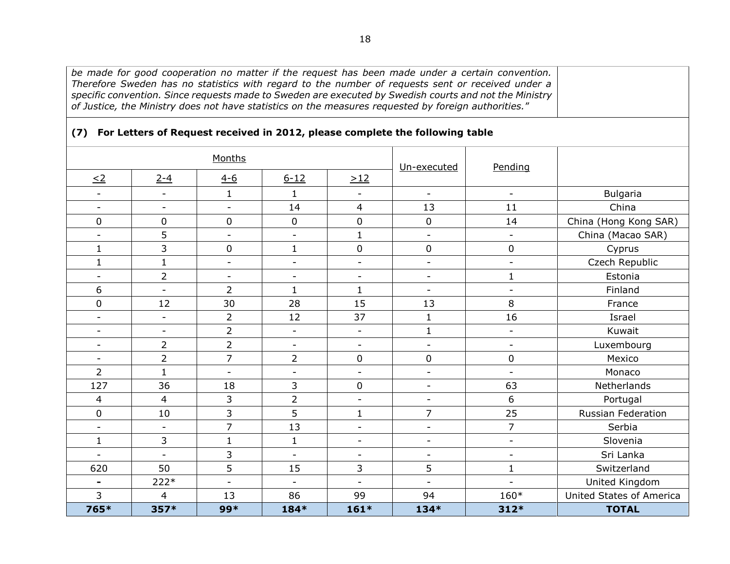*be made for good cooperation no matter if the request has been made under a certain convention. Therefore Sweden has no statistics with regard to the number of requests sent or received under a specific convention. Since requests made to Sweden are executed by Swedish courts and not the Ministry of Justice, the Ministry does not have statistics on the measures requested by foreign authorities."*

**(7) For Letters of Request received in 2012, please complete the following table**

| Months | | | | | Un-executed | Pending | |
|---|---|---|---|---|---|---|---|
| <2 | 2-4 | 4-6 | 6-12 | >12 | | | |
| - | - | 1 | 1 | - | - | - | Bulgaria |
| - | - | - | 14 | 4 | 13 | 11 | China |
| 0 | 0 | 0 | 0 | 0 | 0 | 14 | China (Hong Kong SAR) |
| - | 5 | - | - | 1 | - | - | China (Macao SAR) |
| 1 | 3 | 0 | 1 | 0 | 0 | 0 | Cyprus |
| 1 | 1 | - | - | - | - | - | Czech Republic |
| - | 2 | - | - | - | - | 1 | Estonia |
| 6 | - | 2 | 1 | 1 | - | - | Finland |
| 0 | 12 | 30 | 28 | 15 | 13 | 8 | France |
| - | - | 2 | 12 | 37 | 1 | 16 | Israel |
| - | - | 2 | - | - | 1 | - | Kuwait |
| - | 2 | 2 | - | - | - | - | Luxembourg |
| - | 2 | 7 | 2 | 0 | 0 | 0 | Mexico |
| 2 | 1 | - | - | - | - | - | Monaco |
| 127 | 36 | 18 | 3 | 0 | - | 63 | Netherlands |
| 4 | 4 | 3 | 2 | - | - | 6 | Portugal |
| 0 | 10 | 3 | 5 | 1 | 7 | 25 | Russian Federation |
| - | - | 7 | 13 | - | - | 7 | Serbia |
| 1 | 3 | 1 | 1 | - | - | - | Slovenia |
| - | - | 3 | - | - | - | - | Sri Lanka |
| 620 | 50 | 5 | 15 | 3 | 5 | 1 | Switzerland |
| - | 222* | - | - | - | - | - | United Kingdom |
| 3 | 4 | 13 | 86 | 99 | 94 | 160* | United States of America |
| **765*** | **357*** | **99*** | **184*** | **161*** | **134*** | **312*** | **TOTAL** |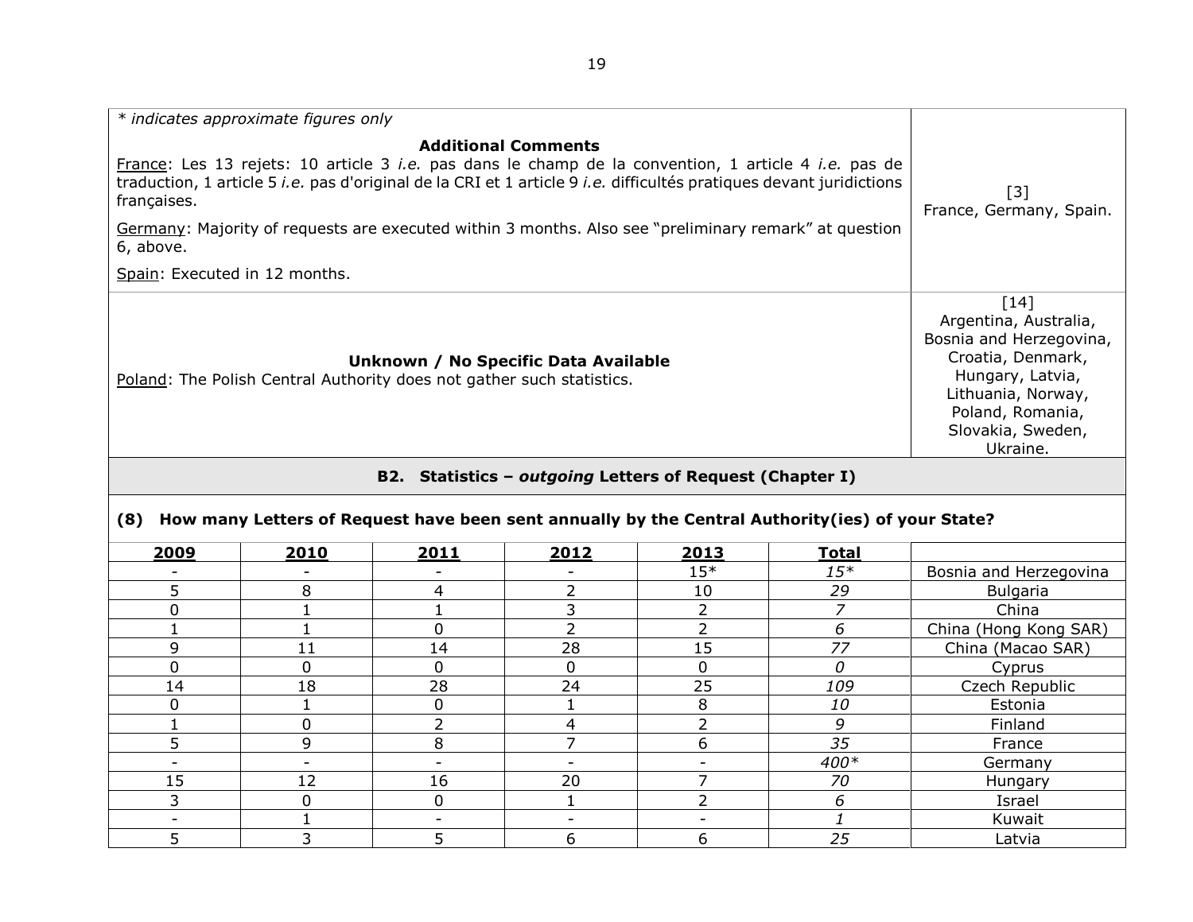| | |
|---|---|
| *\* indicates approximate figures only*<br><br>**Additional Comments**<br>France: Les 13 rejets: 10 article 3 *i.e.* pas dans le champ de la convention, 1 article 4 *i.e.* pas de traduction, 1 article 5 *i.e.* pas d'original de la CRI et 1 article 9 *i.e.* difficultés pratiques devant juridictions françaises.<br><br>Germany: Majority of requests are executed within 3 months. Also see "preliminary remark" at question 6, above.<br><br>Spain: Executed in 12 months. | [3]<br>France, Germany, Spain. |
| **Unknown / No Specific Data Available**<br>Poland: The Polish Central Authority does not gather such statistics. | [14]<br>Argentina, Australia, Bosnia and Herzegovina, Croatia, Denmark, Hungary, Latvia, Lithuania, Norway, Poland, Romania, Slovakia, Sweden, Ukraine. |

**B2. Statistics – *outgoing* Letters of Request (Chapter I)**

**(8) How many Letters of Request have been sent annually by the Central Authority(ies) of your State?**

| 2009 | 2010 | 2011 | 2012 | 2013 | Total | |
|---|---|---|---|---|---|---|
| - | - | - | - | 15* | *15** | Bosnia and Herzegovina |
| 5 | 8 | 4 | 2 | 10 | *29* | Bulgaria |
| 0 | 1 | 1 | 3 | 2 | *7* | China |
| 1 | 1 | 0 | 2 | 2 | *6* | China (Hong Kong SAR) |
| 9 | 11 | 14 | 28 | 15 | *77* | China (Macao SAR) |
| 0 | 0 | 0 | 0 | 0 | *0* | Cyprus |
| 14 | 18 | 28 | 24 | 25 | *109* | Czech Republic |
| 0 | 1 | 0 | 1 | 8 | *10* | Estonia |
| 1 | 0 | 2 | 4 | 2 | *9* | Finland |
| 5 | 9 | 8 | 7 | 6 | *35* | France |
| - | - | - | - | - | *400** | Germany |
| 15 | 12 | 16 | 20 | 7 | *70* | Hungary |
| 3 | 0 | 0 | 1 | 2 | *6* | Israel |
| - | 1 | - | - | - | *1* | Kuwait |
| 5 | 3 | 5 | 6 | 6 | *25* | Latvia |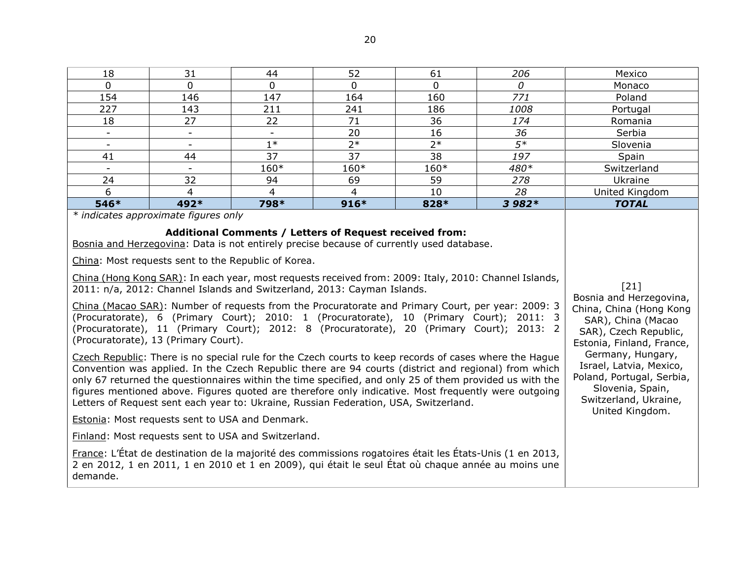| | | | | | | |
|---|---|---|---|---|---|---|
| 18 | 31 | 44 | 52 | 61 | *206* | Mexico |
| 0 | 0 | 0 | 0 | 0 | *0* | Monaco |
| 154 | 146 | 147 | 164 | 160 | *771* | Poland |
| 227 | 143 | 211 | 241 | 186 | *1008* | Portugal |
| 18 | 27 | 22 | 71 | 36 | *174* | Romania |
| - | - | - | 20 | 16 | *36* | Serbia |
| - | - | 1* | 2* | 2* | *5** | Slovenia |
| 41 | 44 | 37 | 37 | 38 | *197* | Spain |
| - | - | 160* | 160* | 160* | *480** | Switzerland |
| 24 | 32 | 94 | 69 | 59 | *278* | Ukraine |
| 6 | 4 | 4 | 4 | 10 | *28* | United Kingdom |
| **546*** | **492*** | **798*** | **916*** | **828*** | ***3 982**** | ***TOTAL*** |

*\* indicates approximate figures only*

**Additional Comments / Letters of Request received from:**

Bosnia and Herzegovina: Data is not entirely precise because of currently used database.

China: Most requests sent to the Republic of Korea.

China (Hong Kong SAR): In each year, most requests received from: 2009: Italy, 2010: Channel Islands, 2011: n/a, 2012: Channel Islands and Switzerland, 2013: Cayman Islands.

China (Macao SAR): Number of requests from the Procuratorate and Primary Court, per year: 2009: 3 (Procuratorate), 6 (Primary Court); 2010: 1 (Procuratorate), 10 (Primary Court); 2011: 3 (Procuratorate), 11 (Primary Court); 2012: 8 (Procuratorate), 20 (Primary Court); 2013: 2 (Procuratorate), 13 (Primary Court).

Czech Republic: There is no special rule for the Czech courts to keep records of cases where the Hague Convention was applied. In the Czech Republic there are 94 courts (district and regional) from which only 67 returned the questionnaires within the time specified, and only 25 of them provided us with the figures mentioned above. Figures quoted are therefore only indicative. Most frequently were outgoing Letters of Request sent each year to: Ukraine, Russian Federation, USA, Switzerland.

Estonia: Most requests sent to USA and Denmark.

Finland: Most requests sent to USA and Switzerland.

France: L'État de destination de la majorité des commissions rogatoires était les États-Unis (1 en 2013, 2 en 2012, 1 en 2011, 1 en 2010 et 1 en 2009), qui était le seul État où chaque année au moins une demande.

[21]
Bosnia and Herzegovina, China, China (Hong Kong SAR), China (Macao SAR), Czech Republic, Estonia, Finland, France, Germany, Hungary, Israel, Latvia, Mexico, Poland, Portugal, Serbia, Slovenia, Spain, Switzerland, Ukraine, United Kingdom.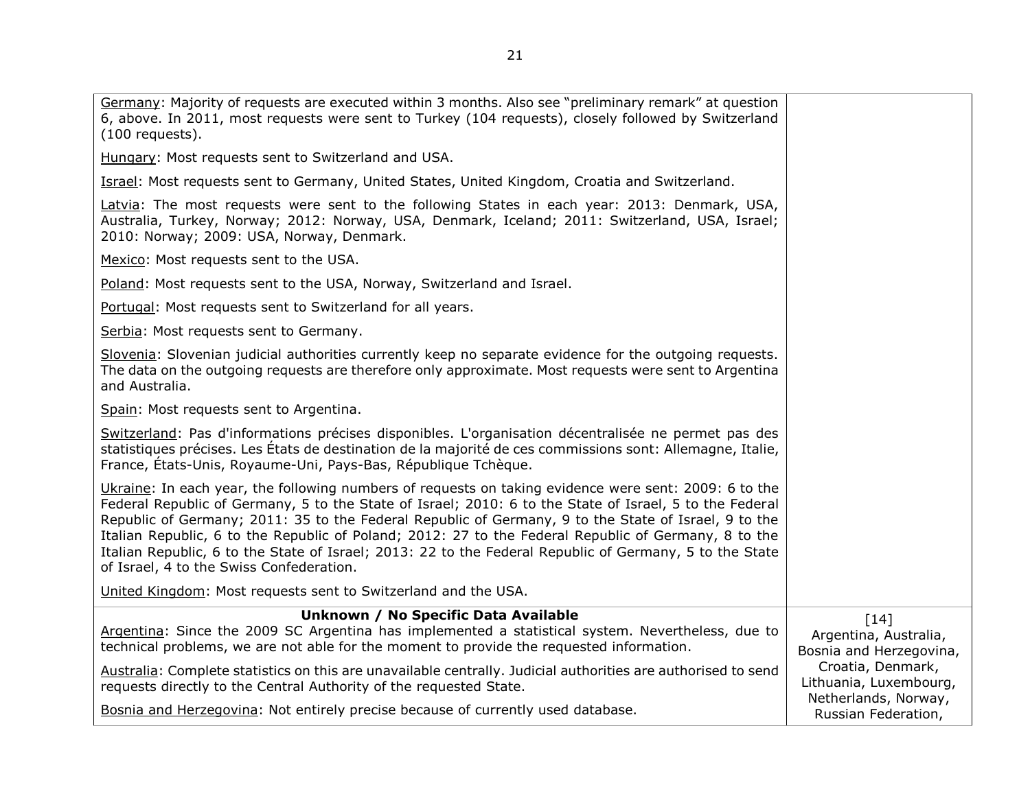| | |
|---|---|
| Germany: Majority of requests are executed within 3 months. Also see “preliminary remark” at question 6, above. In 2011, most requests were sent to Turkey (104 requests), closely followed by Switzerland (100 requests).<br><br>Hungary: Most requests sent to Switzerland and USA.<br><br>Israel: Most requests sent to Germany, United States, United Kingdom, Croatia and Switzerland.<br><br>Latvia: The most requests were sent to the following States in each year: 2013: Denmark, USA, Australia, Turkey, Norway; 2012: Norway, USA, Denmark, Iceland; 2011: Switzerland, USA, Israel; 2010: Norway; 2009: USA, Norway, Denmark.<br><br>Mexico: Most requests sent to the USA.<br><br>Poland: Most requests sent to the USA, Norway, Switzerland and Israel.<br><br>Portugal: Most requests sent to Switzerland for all years.<br><br>Serbia: Most requests sent to Germany.<br><br>Slovenia: Slovenian judicial authorities currently keep no separate evidence for the outgoing requests. The data on the outgoing requests are therefore only approximate. Most requests were sent to Argentina and Australia.<br><br>Spain: Most requests sent to Argentina.<br><br>Switzerland: Pas d'informations précises disponibles. L'organisation décentralisée ne permet pas des statistiques précises. Les États de destination de la majorité de ces commissions sont: Allemagne, Italie, France, États-Unis, Royaume-Uni, Pays-Bas, République Tchèque.<br><br>Ukraine: In each year, the following numbers of requests on taking evidence were sent: 2009: 6 to the Federal Republic of Germany, 5 to the State of Israel; 2010: 6 to the State of Israel, 5 to the Federal Republic of Germany; 2011: 35 to the Federal Republic of Germany, 9 to the State of Israel, 9 to the Italian Republic, 6 to the Republic of Poland; 2012: 27 to the Federal Republic of Germany, 8 to the Italian Republic, 6 to the State of Israel; 2013: 22 to the Federal Republic of Germany, 5 to the State of Israel, 4 to the Swiss Confederation.<br><br>United Kingdom: Most requests sent to Switzerland and the USA. | |
| **Unknown / No Specific Data Available**<br>Argentina: Since the 2009 SC Argentina has implemented a statistical system. Nevertheless, due to technical problems, we are not able for the moment to provide the requested information.<br><br>Australia: Complete statistics on this are unavailable centrally. Judicial authorities are authorised to send requests directly to the Central Authority of the requested State.<br><br>Bosnia and Herzegovina: Not entirely precise because of currently used database. | [14]<br>Argentina, Australia, Bosnia and Herzegovina, Croatia, Denmark, Lithuania, Luxembourg, Netherlands, Norway, Russian Federation, |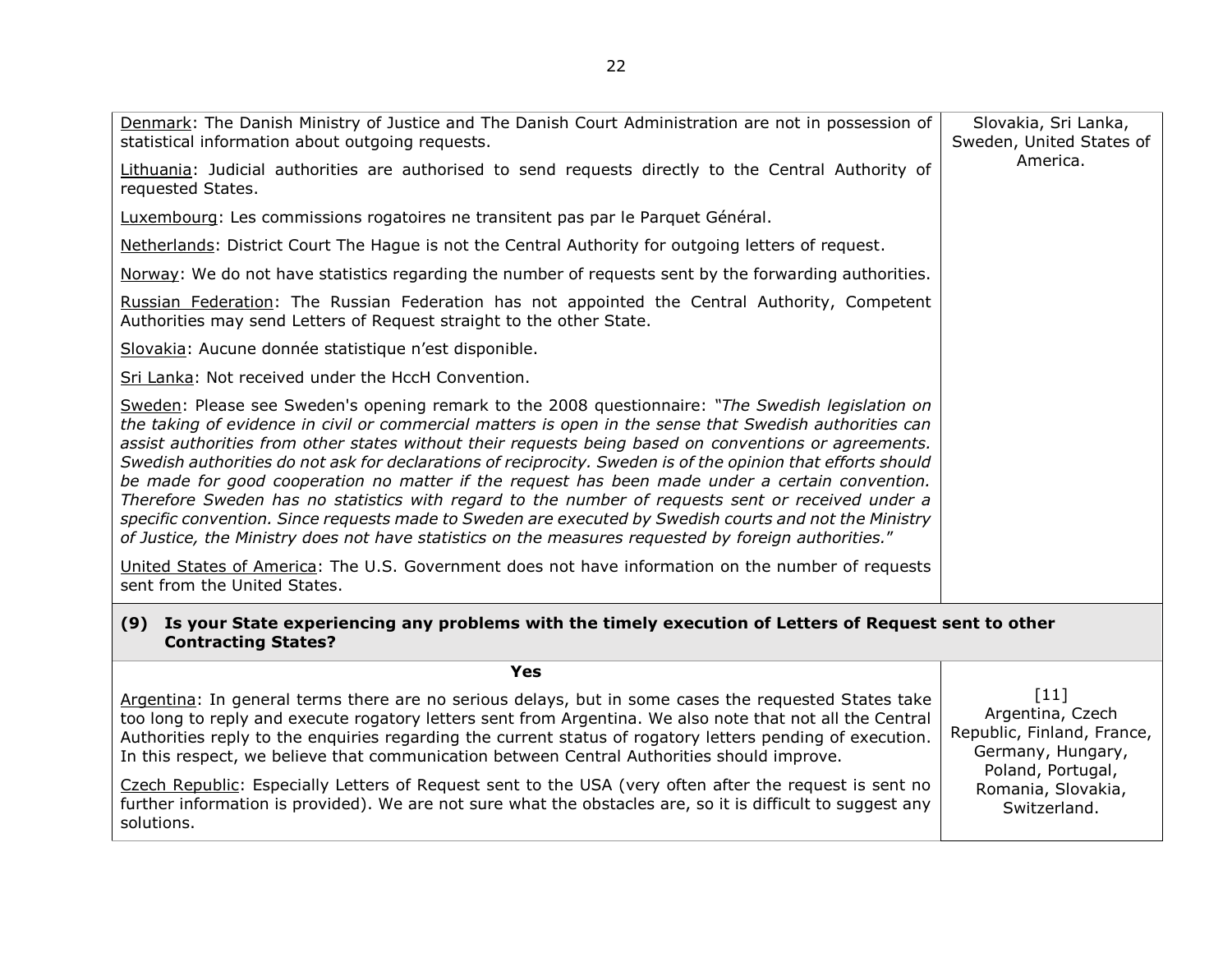| | |
|---|---|
| Denmark: The Danish Ministry of Justice and The Danish Court Administration are not in possession of statistical information about outgoing requests.<br><br>Lithuania: Judicial authorities are authorised to send requests directly to the Central Authority of requested States.<br><br>Luxembourg: Les commissions rogatoires ne transitent pas par le Parquet Général.<br><br>Netherlands: District Court The Hague is not the Central Authority for outgoing letters of request.<br><br>Norway: We do not have statistics regarding the number of requests sent by the forwarding authorities.<br><br>Russian Federation: The Russian Federation has not appointed the Central Authority, Competent Authorities may send Letters of Request straight to the other State.<br><br>Slovakia: Aucune donnée statistique n'est disponible.<br><br>Sri Lanka: Not received under the HccH Convention.<br><br>Sweden: Please see Sweden's opening remark to the 2008 questionnaire: *"The Swedish legislation on the taking of evidence in civil or commercial matters is open in the sense that Swedish authorities can assist authorities from other states without their requests being based on conventions or agreements. Swedish authorities do not ask for declarations of reciprocity. Sweden is of the opinion that efforts should be made for good cooperation no matter if the request has been made under a certain convention. Therefore Sweden has no statistics with regard to the number of requests sent or received under a specific convention. Since requests made to Sweden are executed by Swedish courts and not the Ministry of Justice, the Ministry does not have statistics on the measures requested by foreign authorities."*<br><br>United States of America: The U.S. Government does not have information on the number of requests sent from the United States. | Slovakia, Sri Lanka, Sweden, United States of America. |
| **(9) Is your State experiencing any problems with the timely execution of Letters of Request sent to other Contracting States?** | |
| **Yes** | |
| Argentina: In general terms there are no serious delays, but in some cases the requested States take too long to reply and execute rogatory letters sent from Argentina. We also note that not all the Central Authorities reply to the enquiries regarding the current status of rogatory letters pending of execution. In this respect, we believe that communication between Central Authorities should improve.<br><br>Czech Republic: Especially Letters of Request sent to the USA (very often after the request is sent no further information is provided). We are not sure what the obstacles are, so it is difficult to suggest any solutions. | [11]<br>Argentina, Czech Republic, Finland, France, Germany, Hungary, Poland, Portugal, Romania, Slovakia, Switzerland. |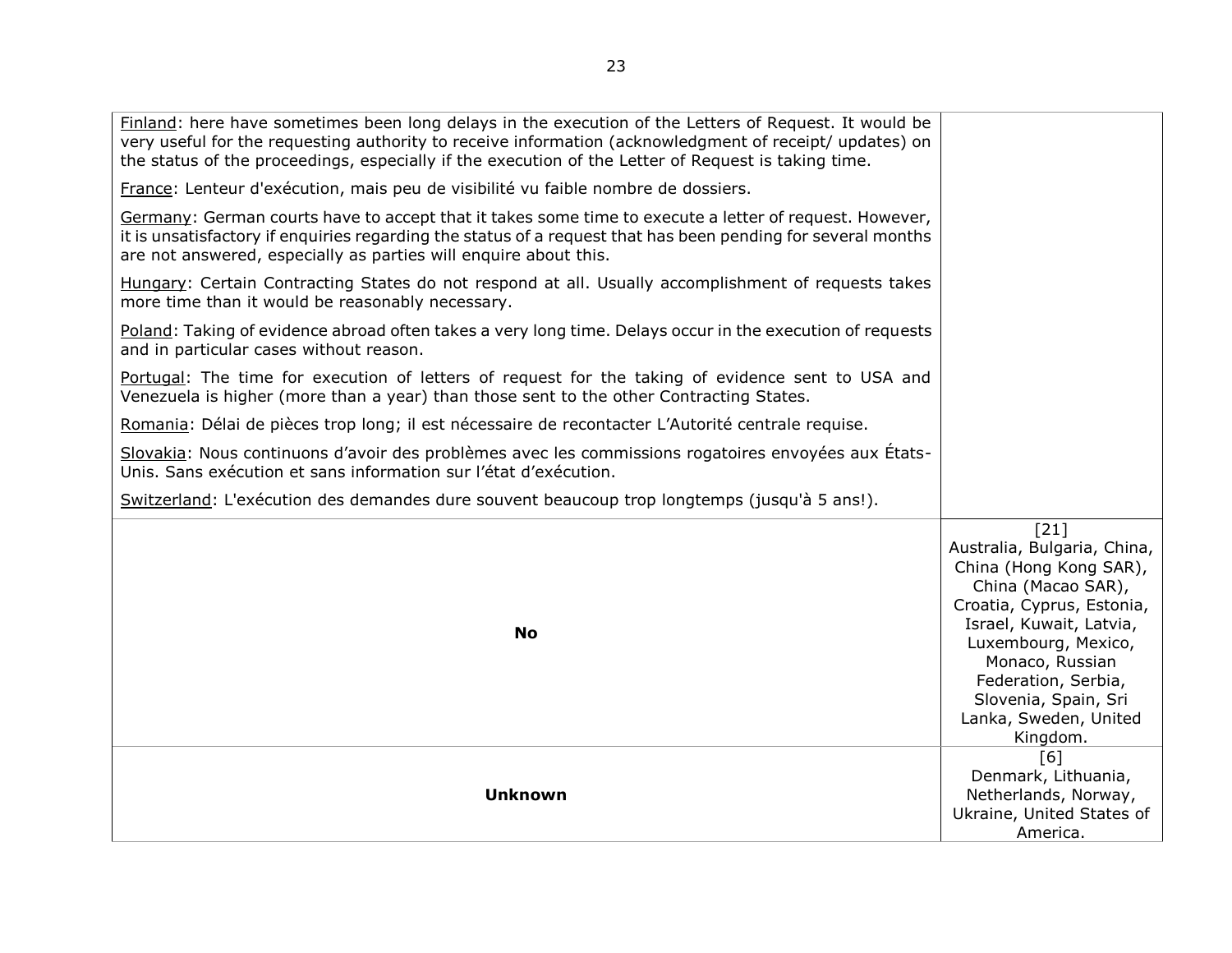| | |
|---|---|
| <u>Finland</u>: here have sometimes been long delays in the execution of the Letters of Request. It would be very useful for the requesting authority to receive information (acknowledgment of receipt/ updates) on the status of the proceedings, especially if the execution of the Letter of Request is taking time.<br><br><u>France</u>: Lenteur d'exécution, mais peu de visibilité vu faible nombre de dossiers.<br><br><u>Germany</u>: German courts have to accept that it takes some time to execute a letter of request. However, it is unsatisfactory if enquiries regarding the status of a request that has been pending for several months are not answered, especially as parties will enquire about this.<br><br><u>Hungary</u>: Certain Contracting States do not respond at all. Usually accomplishment of requests takes more time than it would be reasonably necessary.<br><br><u>Poland</u>: Taking of evidence abroad often takes a very long time. Delays occur in the execution of requests and in particular cases without reason.<br><br><u>Portugal</u>: The time for execution of letters of request for the taking of evidence sent to USA and Venezuela is higher (more than a year) than those sent to the other Contracting States.<br><br><u>Romania</u>: Délai de pièces trop long; il est nécessaire de recontacter L'Autorité centrale requise.<br><br><u>Slovakia</u>: Nous continuons d'avoir des problèmes avec les commissions rogatoires envoyées aux États-Unis. Sans exécution et sans information sur l'état d'exécution.<br><br><u>Switzerland</u>: L'exécution des demandes dure souvent beaucoup trop longtemps (jusqu'à 5 ans!). | |
| **No** | [21]<br>Australia, Bulgaria, China, China (Hong Kong SAR), China (Macao SAR), Croatia, Cyprus, Estonia, Israel, Kuwait, Latvia, Luxembourg, Mexico, Monaco, Russian Federation, Serbia, Slovenia, Spain, Sri Lanka, Sweden, United Kingdom. |
| **Unknown** | [6]<br>Denmark, Lithuania, Netherlands, Norway, Ukraine, United States of America. |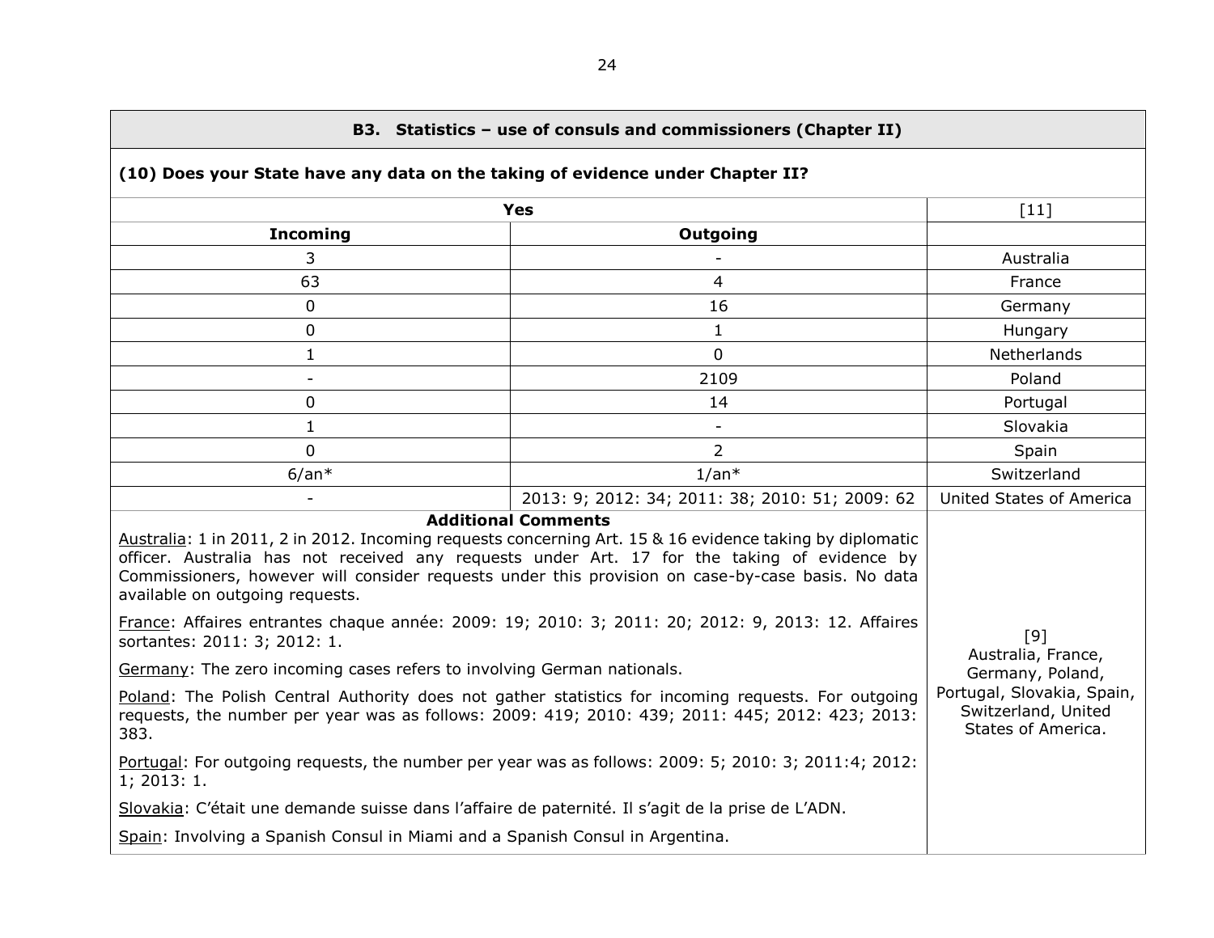| B3. Statistics – use of consuls and commissioners (Chapter II) | | |
|---|---|---|
| **(10) Does your State have any data on the taking of evidence under Chapter II?** | | |
| **Yes** | | [11] |
| **Incoming** | **Outgoing** | |
| 3 | - | Australia |
| 63 | 4 | France |
| 0 | 16 | Germany |
| 0 | 1 | Hungary |
| 1 | 0 | Netherlands |
| - | 2109 | Poland |
| 0 | 14 | Portugal |
| 1 | - | Slovakia |
| 0 | 2 | Spain |
| 6/an* | 1/an* | Switzerland |
| - | 2013: 9; 2012: 34; 2011: 38; 2010: 51; 2009: 62 | United States of America |
| **Additional Comments**<br>Australia: 1 in 2011, 2 in 2012. Incoming requests concerning Art. 15 & 16 evidence taking by diplomatic officer. Australia has not received any requests under Art. 17 for the taking of evidence by Commissioners, however will consider requests under this provision on case-by-case basis. No data available on outgoing requests.<br>France: Affaires entrantes chaque année: 2009: 19; 2010: 3; 2011: 20; 2012: 9, 2013: 12. Affaires sortantes: 2011: 3; 2012: 1.<br>Germany: The zero incoming cases refers to involving German nationals.<br>Poland: The Polish Central Authority does not gather statistics for incoming requests. For outgoing requests, the number per year was as follows: 2009: 419; 2010: 439; 2011: 445; 2012: 423; 2013: 383.<br>Portugal: For outgoing requests, the number per year was as follows: 2009: 5; 2010: 3; 2011:4; 2012: 1; 2013: 1.<br>Slovakia: C'était une demande suisse dans l'affaire de paternité. Il s'agit de la prise de L'ADN.<br>Spain: Involving a Spanish Consul in Miami and a Spanish Consul in Argentina. | | [9]<br>Australia, France, Germany, Poland, Portugal, Slovakia, Spain, Switzerland, United States of America. |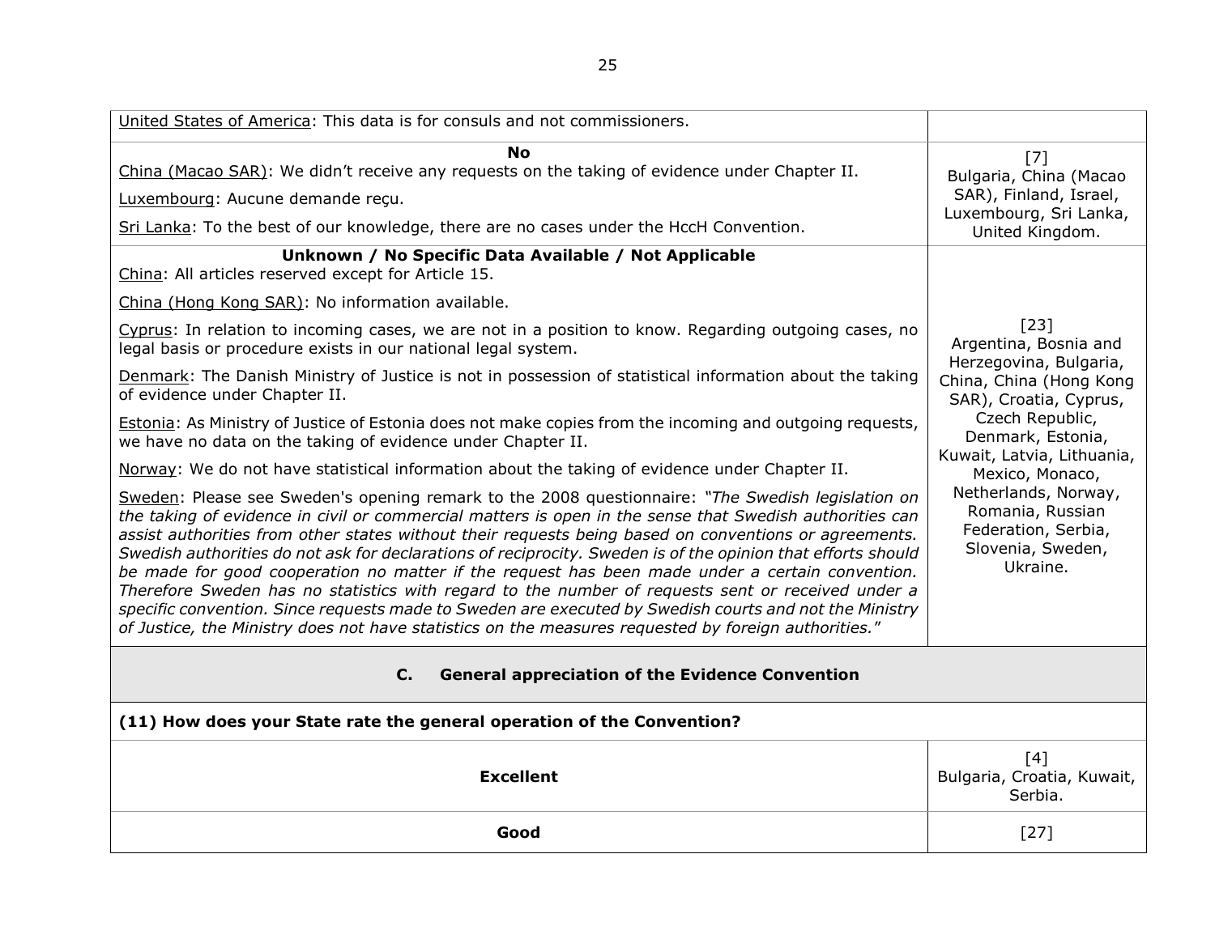| | |
|---|---|
| United States of America: This data is for consuls and not commissioners. | |
| **No**<br>China (Macao SAR): We didn't receive any requests on the taking of evidence under Chapter II.<br>Luxembourg: Aucune demande reçu.<br>Sri Lanka: To the best of our knowledge, there are no cases under the HccH Convention. | [7]<br>Bulgaria, China (Macao SAR), Finland, Israel, Luxembourg, Sri Lanka, United Kingdom. |
| **Unknown / No Specific Data Available / Not Applicable**<br>China: All articles reserved except for Article 15.<br>China (Hong Kong SAR): No information available.<br>Cyprus: In relation to incoming cases, we are not in a position to know. Regarding outgoing cases, no legal basis or procedure exists in our national legal system.<br>Denmark: The Danish Ministry of Justice is not in possession of statistical information about the taking of evidence under Chapter II.<br>Estonia: As Ministry of Justice of Estonia does not make copies from the incoming and outgoing requests, we have no data on the taking of evidence under Chapter II.<br>Norway: We do not have statistical information about the taking of evidence under Chapter II.<br>Sweden: Please see Sweden's opening remark to the 2008 questionnaire: *"The Swedish legislation on the taking of evidence in civil or commercial matters is open in the sense that Swedish authorities can assist authorities from other states without their requests being based on conventions or agreements. Swedish authorities do not ask for declarations of reciprocity. Sweden is of the opinion that efforts should be made for good cooperation no matter if the request has been made under a certain convention. Therefore Sweden has no statistics with regard to the number of requests sent or received under a specific convention. Since requests made to Sweden are executed by Swedish courts and not the Ministry of Justice, the Ministry does not have statistics on the measures requested by foreign authorities."* | [23]<br>Argentina, Bosnia and Herzegovina, Bulgaria, China, China (Hong Kong SAR), Croatia, Cyprus, Czech Republic, Denmark, Estonia, Kuwait, Latvia, Lithuania, Mexico, Monaco, Netherlands, Norway, Romania, Russian Federation, Serbia, Slovenia, Sweden, Ukraine. |
| **C. General appreciation of the Evidence Convention** | |
| **(11) How does your State rate the general operation of the Convention?** | |
| **Excellent** | [4]<br>Bulgaria, Croatia, Kuwait, Serbia. |
| **Good** | [27] |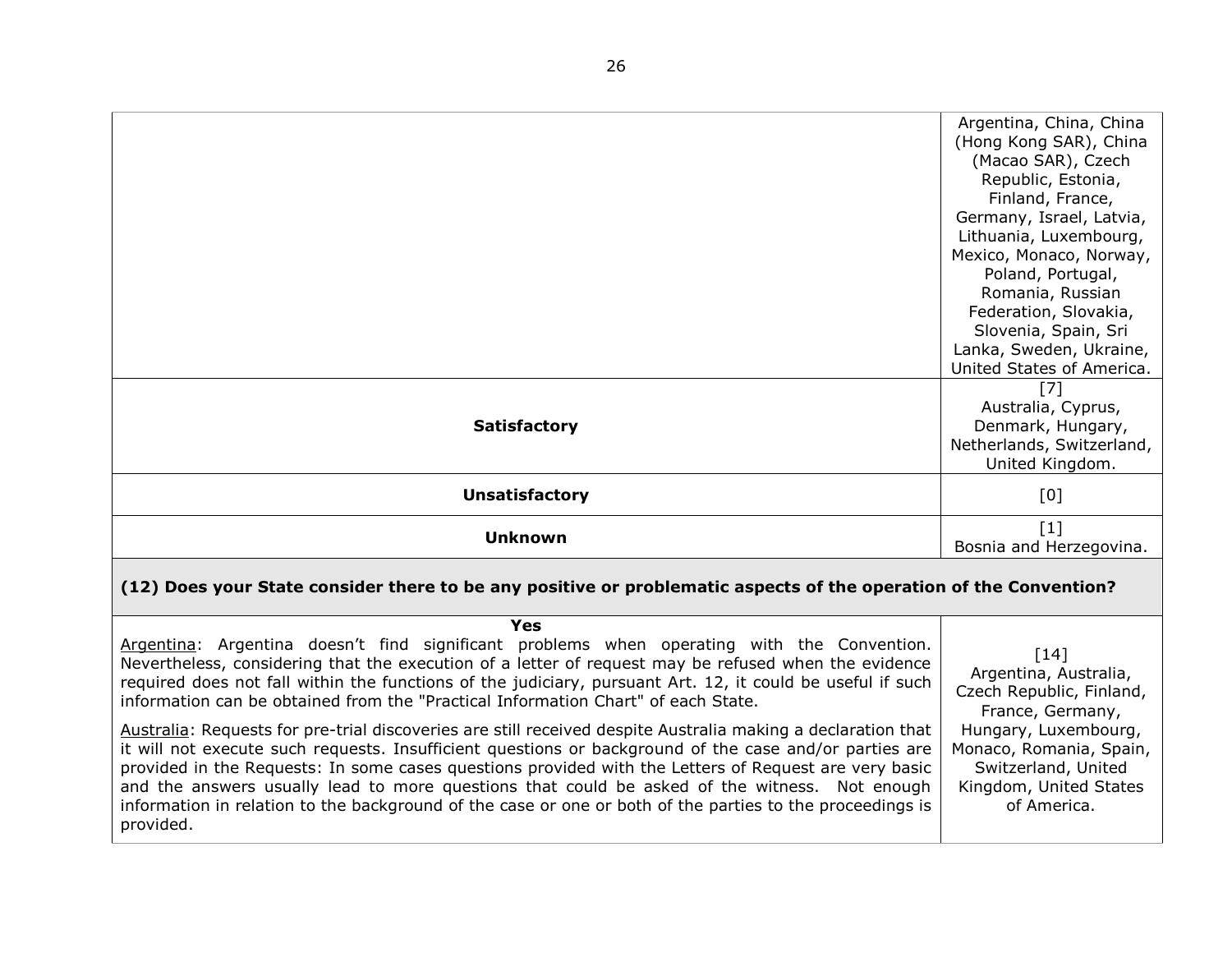| | |
|---|---|
| | Argentina, China, China (Hong Kong SAR), China (Macao SAR), Czech Republic, Estonia, Finland, France, Germany, Israel, Latvia, Lithuania, Luxembourg, Mexico, Monaco, Norway, Poland, Portugal, Romania, Russian Federation, Slovakia, Slovenia, Spain, Sri Lanka, Sweden, Ukraine, United States of America. |
| **Satisfactory** | [7] Australia, Cyprus, Denmark, Hungary, Netherlands, Switzerland, United Kingdom. |
| **Unsatisfactory** | [0] |
| **Unknown** | [1] Bosnia and Herzegovina. |

**(12) Does your State consider there to be any positive or problematic aspects of the operation of the Convention?**

| | |
|---|---|
| **Yes**<br><br>Argentina: Argentina doesn't find significant problems when operating with the Convention. Nevertheless, considering that the execution of a letter of request may be refused when the evidence required does not fall within the functions of the judiciary, pursuant Art. 12, it could be useful if such information can be obtained from the "Practical Information Chart" of each State.<br><br>Australia: Requests for pre-trial discoveries are still received despite Australia making a declaration that it will not execute such requests. Insufficient questions or background of the case and/or parties are provided in the Requests: In some cases questions provided with the Letters of Request are very basic and the answers usually lead to more questions that could be asked of the witness. Not enough information in relation to the background of the case or one or both of the parties to the proceedings is provided. | [14] Argentina, Australia, Czech Republic, Finland, France, Germany, Hungary, Luxembourg, Monaco, Romania, Spain, Switzerland, United Kingdom, United States of America. |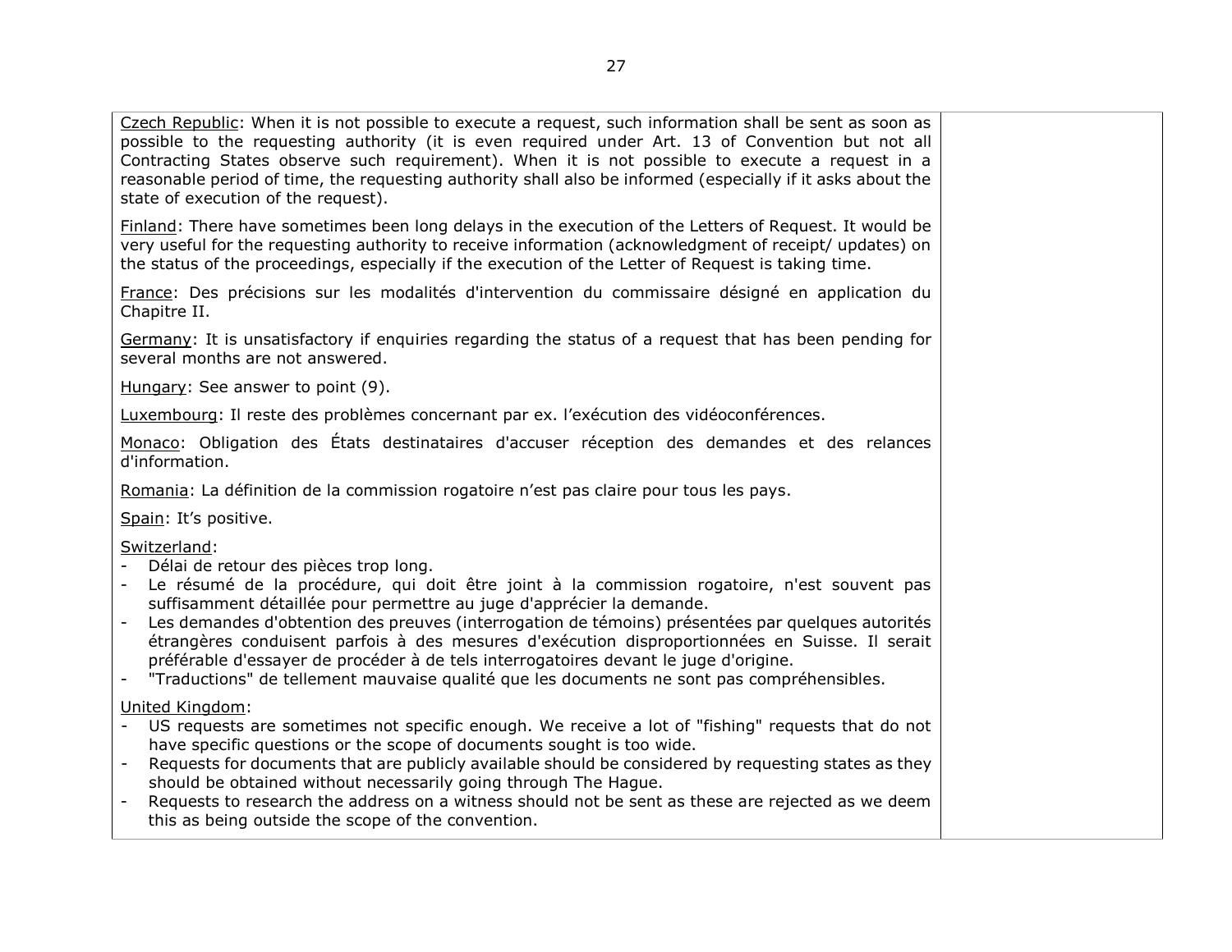| | |
|---|---|
| Czech Republic: When it is not possible to execute a request, such information shall be sent as soon as possible to the requesting authority (it is even required under Art. 13 of Convention but not all Contracting States observe such requirement). When it is not possible to execute a request in a reasonable period of time, the requesting authority shall also be informed (especially if it asks about the state of execution of the request).<br><br>Finland: There have sometimes been long delays in the execution of the Letters of Request. It would be very useful for the requesting authority to receive information (acknowledgment of receipt/ updates) on the status of the proceedings, especially if the execution of the Letter of Request is taking time.<br><br>France: Des précisions sur les modalités d'intervention du commissaire désigné en application du Chapitre II.<br><br>Germany: It is unsatisfactory if enquiries regarding the status of a request that has been pending for several months are not answered.<br><br>Hungary: See answer to point (9).<br><br>Luxembourg: Il reste des problèmes concernant par ex. l'exécution des vidéoconférences.<br><br>Monaco: Obligation des États destinataires d'accuser réception des demandes et des relances d'information.<br><br>Romania: La définition de la commission rogatoire n'est pas claire pour tous les pays.<br><br>Spain: It's positive.<br><br>Switzerland:<br>- Délai de retour des pièces trop long.<br>- Le résumé de la procédure, qui doit être joint à la commission rogatoire, n'est souvent pas suffisamment détaillée pour permettre au juge d'apprécier la demande.<br>- Les demandes d'obtention des preuves (interrogation de témoins) présentées par quelques autorités étrangères conduisent parfois à des mesures d'exécution disproportionnées en Suisse. Il serait préférable d'essayer de procéder à de tels interrogatoires devant le juge d'origine.<br>- "Traductions" de tellement mauvaise qualité que les documents ne sont pas compréhensibles.<br><br>United Kingdom:<br>- US requests are sometimes not specific enough. We receive a lot of "fishing" requests that do not have specific questions or the scope of documents sought is too wide.<br>- Requests for documents that are publicly available should be considered by requesting states as they should be obtained without necessarily going through The Hague.<br>- Requests to research the address on a witness should not be sent as these are rejected as we deem this as being outside the scope of the convention. | |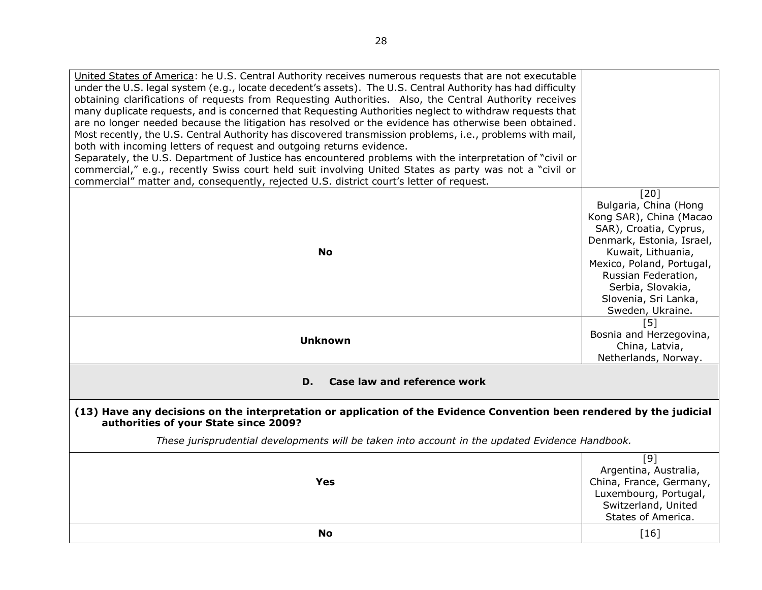| | |
|---|---|
| United States of America: he U.S. Central Authority receives numerous requests that are not executable under the U.S. legal system (e.g., locate decedent's assets). The U.S. Central Authority has had difficulty obtaining clarifications of requests from Requesting Authorities. Also, the Central Authority receives many duplicate requests, and is concerned that Requesting Authorities neglect to withdraw requests that are no longer needed because the litigation has resolved or the evidence has otherwise been obtained. Most recently, the U.S. Central Authority has discovered transmission problems, i.e., problems with mail, both with incoming letters of request and outgoing returns evidence.<br>Separately, the U.S. Department of Justice has encountered problems with the interpretation of "civil or commercial," e.g., recently Swiss court held suit involving United States as party was not a "civil or commercial" matter and, consequently, rejected U.S. district court's letter of request. | |
| **No** | [20]<br>Bulgaria, China (Hong Kong SAR), China (Macao SAR), Croatia, Cyprus, Denmark, Estonia, Israel, Kuwait, Lithuania, Mexico, Poland, Portugal, Russian Federation, Serbia, Slovakia, Slovenia, Sri Lanka, Sweden, Ukraine. |
| **Unknown** | [5]<br>Bosnia and Herzegovina, China, Latvia, Netherlands, Norway. |

## D. Case law and reference work

**(13) Have any decisions on the interpretation or application of the Evidence Convention been rendered by the judicial authorities of your State since 2009?**

*These jurisprudential developments will be taken into account in the updated Evidence Handbook.*

| | |
|---|---|
| **Yes** | [9]<br>Argentina, Australia, China, France, Germany, Luxembourg, Portugal, Switzerland, United States of America. |
| **No** | [16] |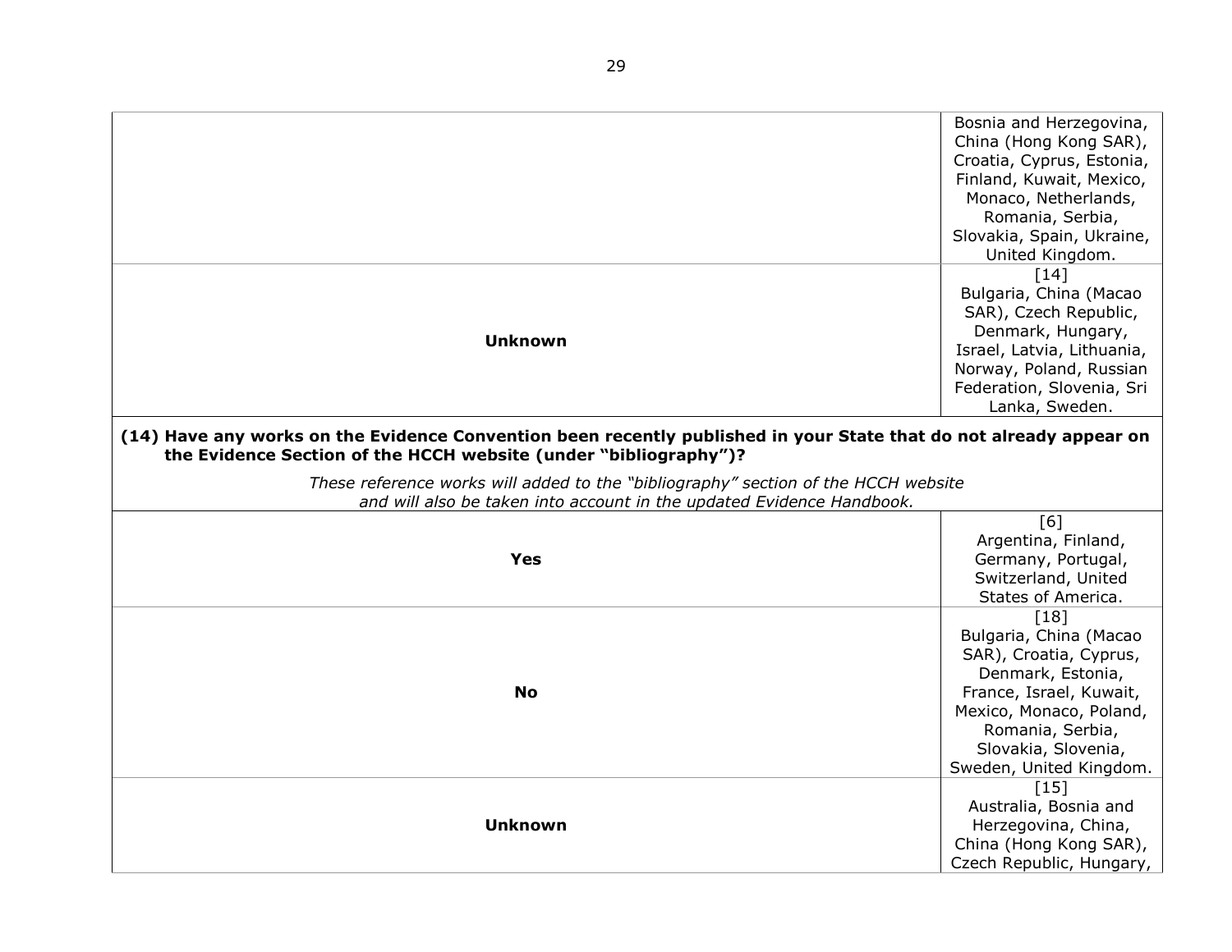| | |
|---|---|
| | Bosnia and Herzegovina, China (Hong Kong SAR), Croatia, Cyprus, Estonia, Finland, Kuwait, Mexico, Monaco, Netherlands, Romania, Serbia, Slovakia, Spain, Ukraine, United Kingdom. |
| **Unknown** | [14] Bulgaria, China (Macao SAR), Czech Republic, Denmark, Hungary, Israel, Latvia, Lithuania, Norway, Poland, Russian Federation, Slovenia, Sri Lanka, Sweden. |

**(14) Have any works on the Evidence Convention been recently published in your State that do not already appear on the Evidence Section of the HCCH website (under "bibliography")?**

*These reference works will added to the "bibliography" section of the HCCH website and will also be taken into account in the updated Evidence Handbook.*

| | |
|---|---|
| **Yes** | [6] Argentina, Finland, Germany, Portugal, Switzerland, United States of America. |
| **No** | [18] Bulgaria, China (Macao SAR), Croatia, Cyprus, Denmark, Estonia, France, Israel, Kuwait, Mexico, Monaco, Poland, Romania, Serbia, Slovakia, Slovenia, Sweden, United Kingdom. |
| **Unknown** | [15] Australia, Bosnia and Herzegovina, China, China (Hong Kong SAR), Czech Republic, Hungary, |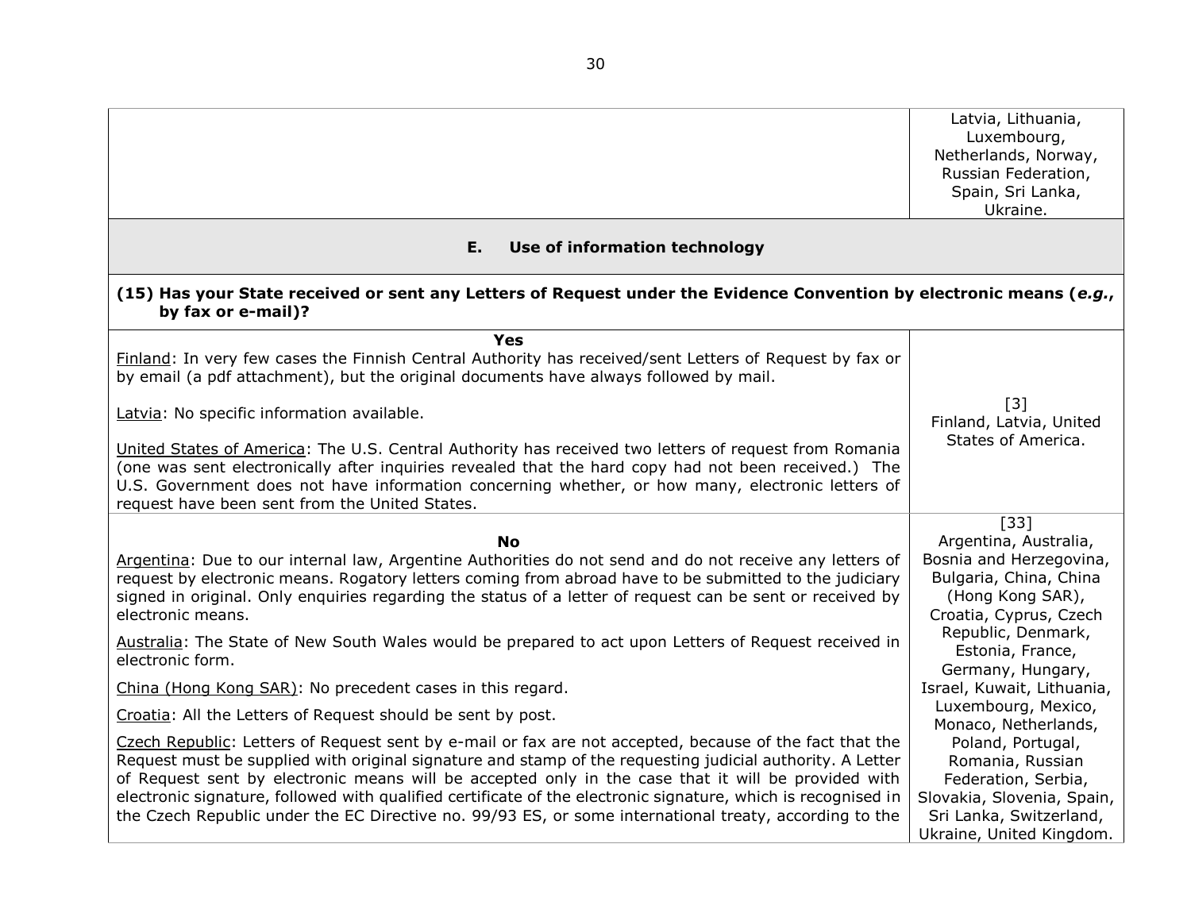| | |
|---|---|
| | Latvia, Lithuania, Luxembourg, Netherlands, Norway, Russian Federation, Spain, Sri Lanka, Ukraine. |
| **E. Use of information technology** | |
| **(15) Has your State received or sent any Letters of Request under the Evidence Convention by electronic means (*e.g.*, by fax or e-mail)?** | |
| **Yes**<br><br>Finland: In very few cases the Finnish Central Authority has received/sent Letters of Request by fax or by email (a pdf attachment), but the original documents have always followed by mail.<br><br>Latvia: No specific information available.<br><br>United States of America: The U.S. Central Authority has received two letters of request from Romania (one was sent electronically after inquiries revealed that the hard copy had not been received.) The U.S. Government does not have information concerning whether, or how many, electronic letters of request have been sent from the United States. | [3]<br>Finland, Latvia, United States of America. |
| **No**<br><br>Argentina: Due to our internal law, Argentine Authorities do not send and do not receive any letters of request by electronic means. Rogatory letters coming from abroad have to be submitted to the judiciary signed in original. Only enquiries regarding the status of a letter of request can be sent or received by electronic means.<br><br>Australia: The State of New South Wales would be prepared to act upon Letters of Request received in electronic form.<br><br>China (Hong Kong SAR): No precedent cases in this regard.<br><br>Croatia: All the Letters of Request should be sent by post.<br><br>Czech Republic: Letters of Request sent by e-mail or fax are not accepted, because of the fact that the Request must be supplied with original signature and stamp of the requesting judicial authority. A Letter of Request sent by electronic means will be accepted only in the case that it will be provided with electronic signature, followed with qualified certificate of the electronic signature, which is recognised in the Czech Republic under the EC Directive no. 99/93 ES, or some international treaty, according to the | [33]<br>Argentina, Australia, Bosnia and Herzegovina, Bulgaria, China, China (Hong Kong SAR), Croatia, Cyprus, Czech Republic, Denmark, Estonia, France, Germany, Hungary, Israel, Kuwait, Lithuania, Luxembourg, Mexico, Monaco, Netherlands, Poland, Portugal, Romania, Russian Federation, Serbia, Slovakia, Slovenia, Spain, Sri Lanka, Switzerland, Ukraine, United Kingdom. |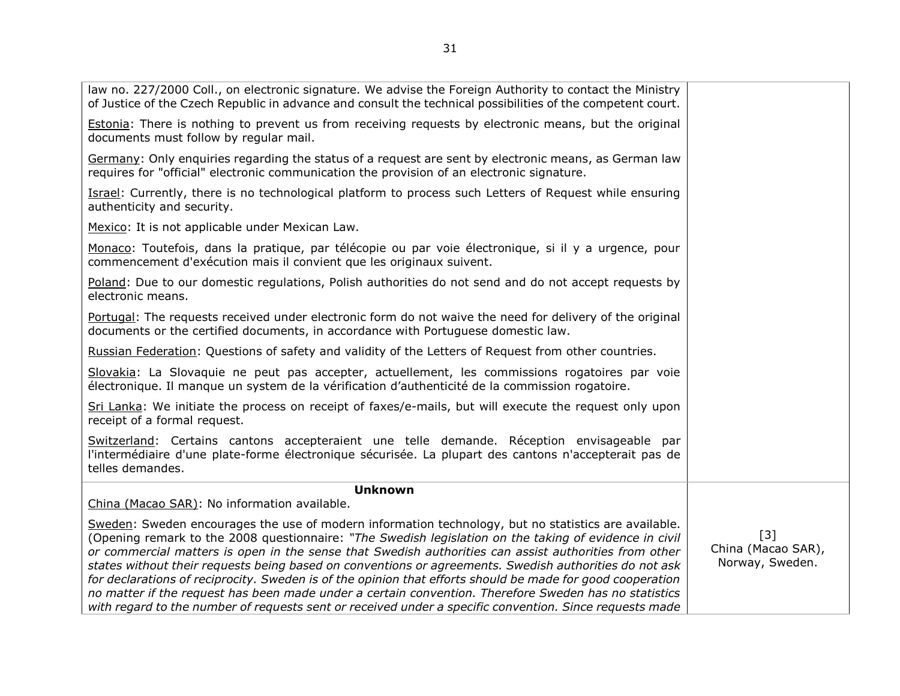| | |
|---|---|
| law no. 227/2000 Coll., on electronic signature. We advise the Foreign Authority to contact the Ministry of Justice of the Czech Republic in advance and consult the technical possibilities of the competent court.<br><br>Estonia: There is nothing to prevent us from receiving requests by electronic means, but the original documents must follow by regular mail.<br><br>Germany: Only enquiries regarding the status of a request are sent by electronic means, as German law requires for "official" electronic communication the provision of an electronic signature.<br><br>Israel: Currently, there is no technological platform to process such Letters of Request while ensuring authenticity and security.<br><br>Mexico: It is not applicable under Mexican Law.<br><br>Monaco: Toutefois, dans la pratique, par télécopie ou par voie électronique, si il y a urgence, pour commencement d'exécution mais il convient que les originaux suivent.<br><br>Poland: Due to our domestic regulations, Polish authorities do not send and do not accept requests by electronic means.<br><br>Portugal: The requests received under electronic form do not waive the need for delivery of the original documents or the certified documents, in accordance with Portuguese domestic law.<br><br>Russian Federation: Questions of safety and validity of the Letters of Request from other countries.<br><br>Slovakia: La Slovaquie ne peut pas accepter, actuellement, les commissions rogatoires par voie électronique. Il manque un system de la vérification d'authenticité de la commission rogatoire.<br><br>Sri Lanka: We initiate the process on receipt of faxes/e-mails, but will execute the request only upon receipt of a formal request.<br><br>Switzerland: Certains cantons accepteraient une telle demande. Réception envisageable par l'intermédiaire d'une plate-forme électronique sécurisée. La plupart des cantons n'accepterait pas de telles demandes. | |
| **Unknown**<br>China (Macao SAR): No information available.<br><br>Sweden: Sweden encourages the use of modern information technology, but no statistics are available. (Opening remark to the 2008 questionnaire: *"The Swedish legislation on the taking of evidence in civil or commercial matters is open in the sense that Swedish authorities can assist authorities from other states without their requests being based on conventions or agreements. Swedish authorities do not ask for declarations of reciprocity. Sweden is of the opinion that efforts should be made for good cooperation no matter if the request has been made under a certain convention. Therefore Sweden has no statistics with regard to the number of requests sent or received under a specific convention. Since requests made* | [3]<br>China (Macao SAR), Norway, Sweden. |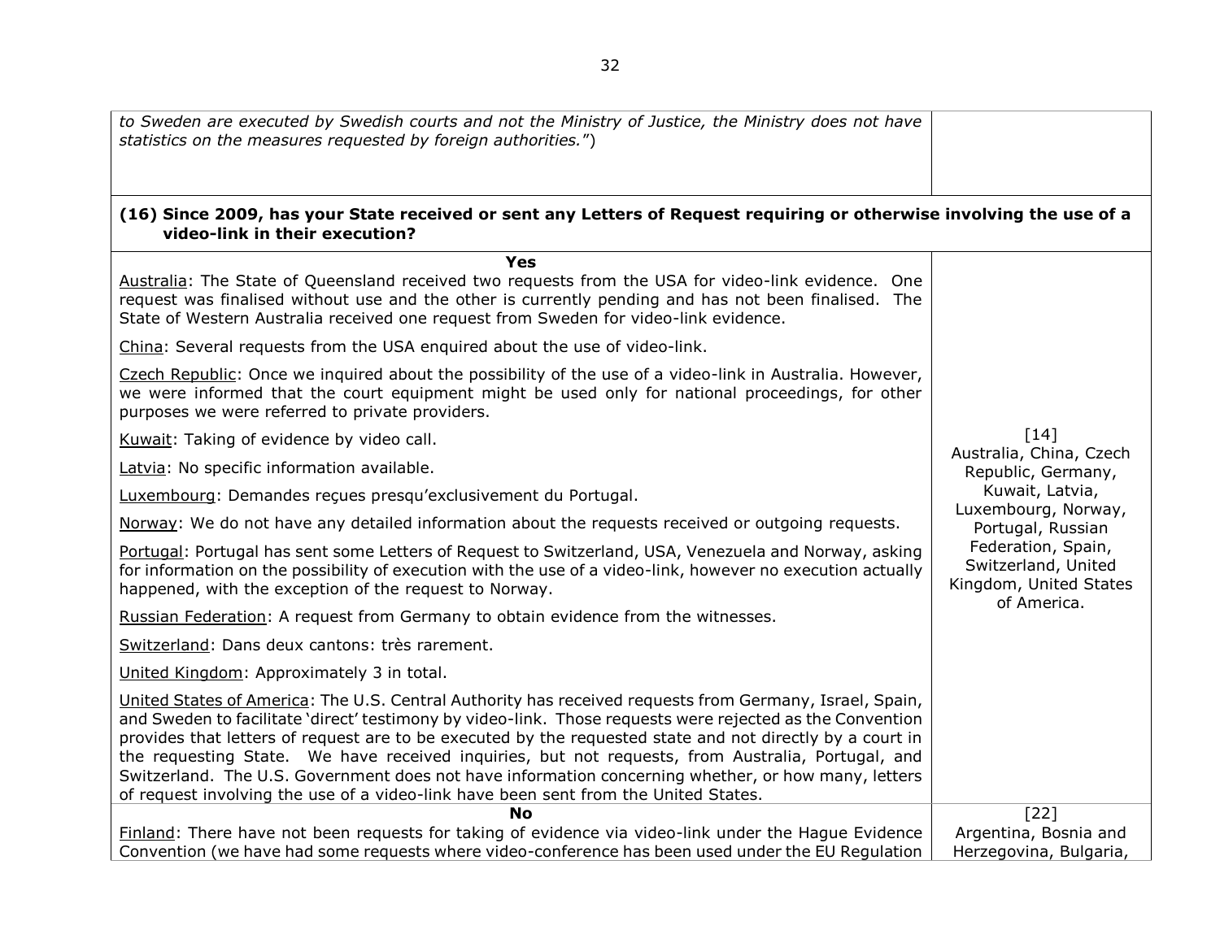| | |
|---|---|
| *to Sweden are executed by Swedish courts and not the Ministry of Justice, the Ministry does not have statistics on the measures requested by foreign authorities.*") | |

**(16) Since 2009, has your State received or sent any Letters of Request requiring or otherwise involving the use of a video-link in their execution?**

| | |
|---|---|
| **Yes**<br><br>Australia: The State of Queensland received two requests from the USA for video-link evidence. One request was finalised without use and the other is currently pending and has not been finalised. The State of Western Australia received one request from Sweden for video-link evidence.<br><br>China: Several requests from the USA enquired about the use of video-link.<br><br>Czech Republic: Once we inquired about the possibility of the use of a video-link in Australia. However, we were informed that the court equipment might be used only for national proceedings, for other purposes we were referred to private providers.<br><br>Kuwait: Taking of evidence by video call.<br><br>Latvia: No specific information available.<br><br>Luxembourg: Demandes reçues presqu'exclusivement du Portugal.<br><br>Norway: We do not have any detailed information about the requests received or outgoing requests.<br><br>Portugal: Portugal has sent some Letters of Request to Switzerland, USA, Venezuela and Norway, asking for information on the possibility of execution with the use of a video-link, however no execution actually happened, with the exception of the request to Norway.<br><br>Russian Federation: A request from Germany to obtain evidence from the witnesses.<br><br>Switzerland: Dans deux cantons: très rarement.<br><br>United Kingdom: Approximately 3 in total.<br><br>United States of America: The U.S. Central Authority has received requests from Germany, Israel, Spain, and Sweden to facilitate 'direct' testimony by video-link. Those requests were rejected as the Convention provides that letters of request are to be executed by the requested state and not directly by a court in the requesting State. We have received inquiries, but not requests, from Australia, Portugal, and Switzerland. The U.S. Government does not have information concerning whether, or how many, letters of request involving the use of a video-link have been sent from the United States. | [14]<br>Australia, China, Czech Republic, Germany, Kuwait, Latvia, Luxembourg, Norway, Portugal, Russian Federation, Spain, Switzerland, United Kingdom, United States of America. |
| **No**<br><br>Finland: There have not been requests for taking of evidence via video-link under the Hague Evidence Convention (we have had some requests where video-conference has been used under the EU Regulation | [22]<br>Argentina, Bosnia and Herzegovina, Bulgaria, |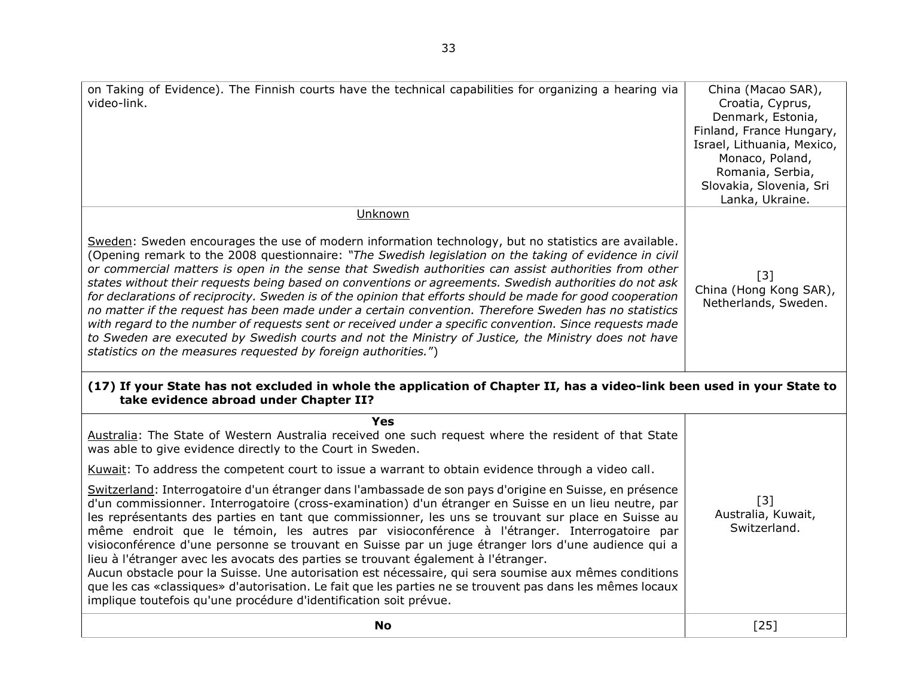| | |
|---|---|
| on Taking of Evidence). The Finnish courts have the technical capabilities for organizing a hearing via video-link. | China (Macao SAR), Croatia, Cyprus, Denmark, Estonia, Finland, France Hungary, Israel, Lithuania, Mexico, Monaco, Poland, Romania, Serbia, Slovakia, Slovenia, Sri Lanka, Ukraine. |
| Unknown<br><br>Sweden: Sweden encourages the use of modern information technology, but no statistics are available. (Opening remark to the 2008 questionnaire: *"The Swedish legislation on the taking of evidence in civil or commercial matters is open in the sense that Swedish authorities can assist authorities from other states without their requests being based on conventions or agreements. Swedish authorities do not ask for declarations of reciprocity. Sweden is of the opinion that efforts should be made for good cooperation no matter if the request has been made under a certain convention. Therefore Sweden has no statistics with regard to the number of requests sent or received under a specific convention. Since requests made to Sweden are executed by Swedish courts and not the Ministry of Justice, the Ministry does not have statistics on the measures requested by foreign authorities."*) | [3]<br>China (Hong Kong SAR), Netherlands, Sweden. |

**(17) If your State has not excluded in whole the application of Chapter II, has a video-link been used in your State to take evidence abroad under Chapter II?**

| | |
|---|---|
| **Yes**<br>Australia: The State of Western Australia received one such request where the resident of that State was able to give evidence directly to the Court in Sweden.<br><br>Kuwait: To address the competent court to issue a warrant to obtain evidence through a video call.<br><br>Switzerland: Interrogatoire d'un étranger dans l'ambassade de son pays d'origine en Suisse, en présence d'un commissionner. Interrogatoire (cross-examination) d'un étranger en Suisse en un lieu neutre, par les représentants des parties en tant que commissionner, les uns se trouvant sur place en Suisse au même endroit que le témoin, les autres par visioconférence à l'étranger. Interrogatoire par visioconférence d'une personne se trouvant en Suisse par un juge étranger lors d'une audience qui a lieu à l'étranger avec les avocats des parties se trouvant également à l'étranger.<br>Aucun obstacle pour la Suisse. Une autorisation est nécessaire, qui sera soumise aux mêmes conditions que les cas «classiques» d'autorisation. Le fait que les parties ne se trouvent pas dans les mêmes locaux implique toutefois qu'une procédure d'identification soit prévue. | [3]<br>Australia, Kuwait, Switzerland. |
| **No** | [25] |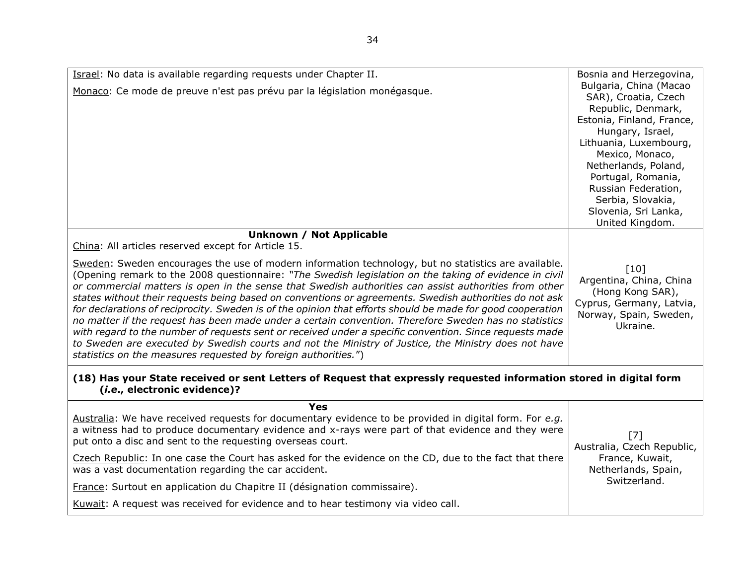| | |
|---|---|
| Israel: No data is available regarding requests under Chapter II.<br><br>Monaco: Ce mode de preuve n'est pas prévu par la législation monégasque. | Bosnia and Herzegovina, Bulgaria, China (Macao SAR), Croatia, Czech Republic, Denmark, Estonia, Finland, France, Hungary, Israel, Lithuania, Luxembourg, Mexico, Monaco, Netherlands, Poland, Portugal, Romania, Russian Federation, Serbia, Slovakia, Slovenia, Sri Lanka, United Kingdom. |
| **Unknown / Not Applicable**<br>China: All articles reserved except for Article 15.<br><br>Sweden: Sweden encourages the use of modern information technology, but no statistics are available. (Opening remark to the 2008 questionnaire: *"The Swedish legislation on the taking of evidence in civil or commercial matters is open in the sense that Swedish authorities can assist authorities from other states without their requests being based on conventions or agreements. Swedish authorities do not ask for declarations of reciprocity. Sweden is of the opinion that efforts should be made for good cooperation no matter if the request has been made under a certain convention. Therefore Sweden has no statistics with regard to the number of requests sent or received under a specific convention. Since requests made to Sweden are executed by Swedish courts and not the Ministry of Justice, the Ministry does not have statistics on the measures requested by foreign authorities."*) | [10]<br>Argentina, China, China (Hong Kong SAR), Cyprus, Germany, Latvia, Norway, Spain, Sweden, Ukraine. |
| **(18) Has your State received or sent Letters of Request that expressly requested information stored in digital form (*i.e.*, electronic evidence)?** | |
| **Yes**<br>Australia: We have received requests for documentary evidence to be provided in digital form. For *e.g.* a witness had to produce documentary evidence and x-rays were part of that evidence and they were put onto a disc and sent to the requesting overseas court.<br><br>Czech Republic: In one case the Court has asked for the evidence on the CD, due to the fact that there was a vast documentation regarding the car accident.<br><br>France: Surtout en application du Chapitre II (désignation commissaire).<br><br>Kuwait: A request was received for evidence and to hear testimony via video call. | [7]<br>Australia, Czech Republic, France, Kuwait, Netherlands, Spain, Switzerland. |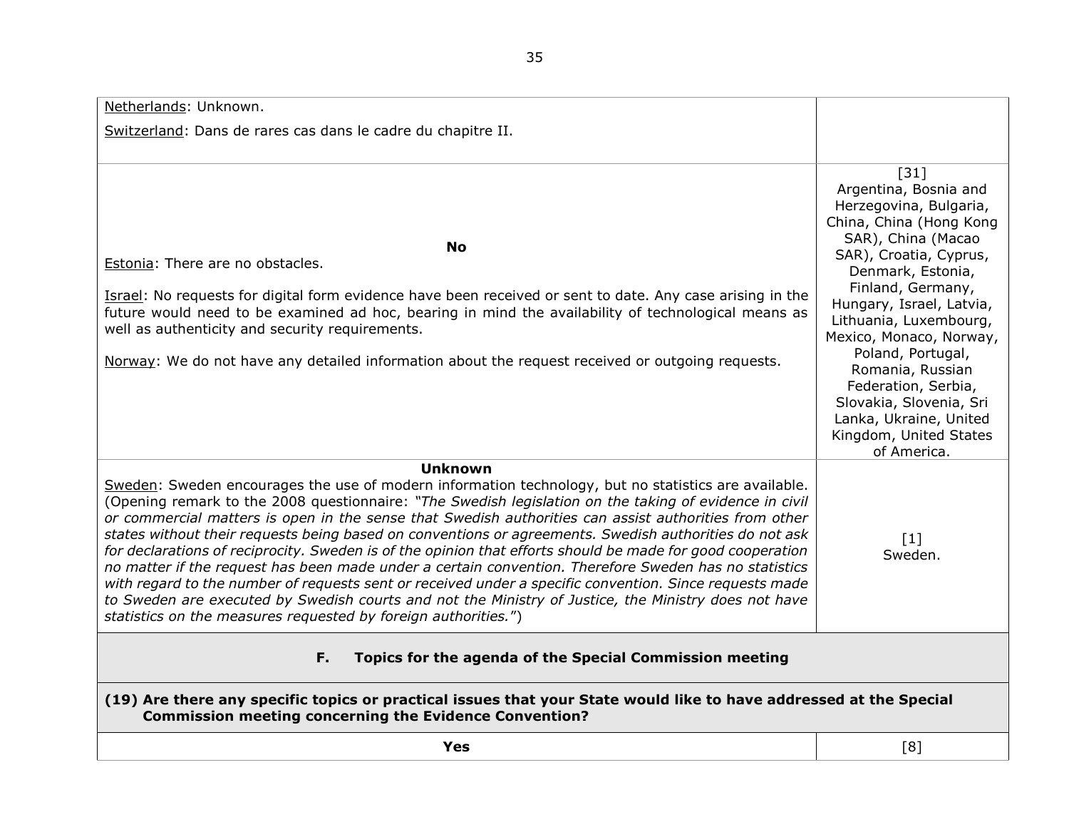| | |
|---|---|
| Netherlands: Unknown.<br><br>Switzerland: Dans de rares cas dans le cadre du chapitre II. | |
| **No**<br>Estonia: There are no obstacles.<br><br>Israel: No requests for digital form evidence have been received or sent to date. Any case arising in the future would need to be examined ad hoc, bearing in mind the availability of technological means as well as authenticity and security requirements.<br><br>Norway: We do not have any detailed information about the request received or outgoing requests. | [31]<br>Argentina, Bosnia and Herzegovina, Bulgaria, China, China (Hong Kong SAR), China (Macao SAR), Croatia, Cyprus, Denmark, Estonia, Finland, Germany, Hungary, Israel, Latvia, Lithuania, Luxembourg, Mexico, Monaco, Norway, Poland, Portugal, Romania, Russian Federation, Serbia, Slovakia, Slovenia, Sri Lanka, Ukraine, United Kingdom, United States of America. |
| **Unknown**<br>Sweden: Sweden encourages the use of modern information technology, but no statistics are available. (Opening remark to the 2008 questionnaire: *"The Swedish legislation on the taking of evidence in civil or commercial matters is open in the sense that Swedish authorities can assist authorities from other states without their requests being based on conventions or agreements. Swedish authorities do not ask for declarations of reciprocity. Sweden is of the opinion that efforts should be made for good cooperation no matter if the request has been made under a certain convention. Therefore Sweden has no statistics with regard to the number of requests sent or received under a specific convention. Since requests made to Sweden are executed by Swedish courts and not the Ministry of Justice, the Ministry does not have statistics on the measures requested by foreign authorities."*) | [1]<br>Sweden. |
| **F. Topics for the agenda of the Special Commission meeting** | |
| **(19) Are there any specific topics or practical issues that your State would like to have addressed at the Special Commission meeting concerning the Evidence Convention?** | |
| **Yes** | [8] |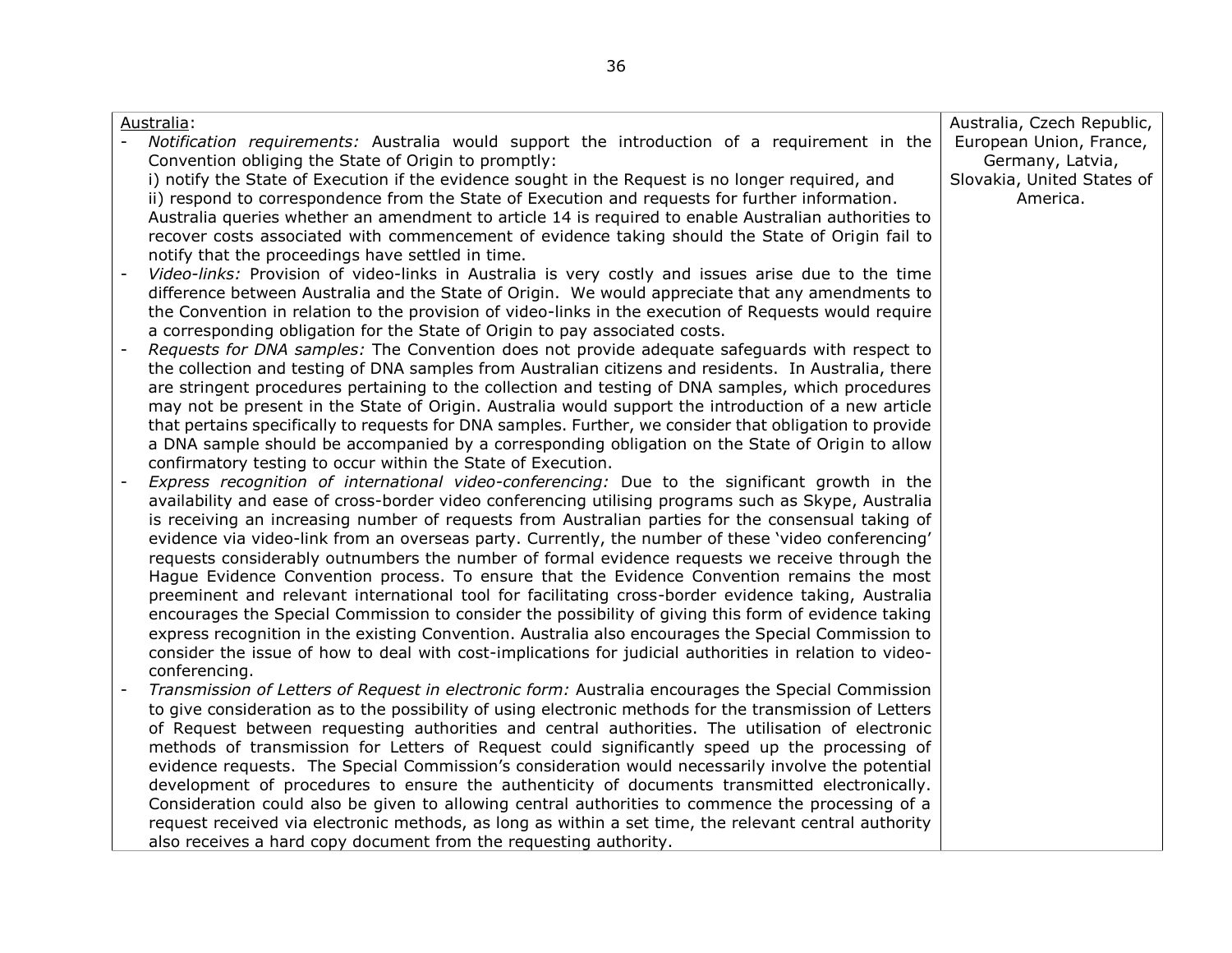| | |
|---|---|
| <u>Australia</u>:<br>- *Notification requirements:* Australia would support the introduction of a requirement in the Convention obliging the State of Origin to promptly:<br>i) notify the State of Execution if the evidence sought in the Request is no longer required, and<br>ii) respond to correspondence from the State of Execution and requests for further information.<br>Australia queries whether an amendment to article 14 is required to enable Australian authorities to recover costs associated with commencement of evidence taking should the State of Origin fail to notify that the proceedings have settled in time.<br>- *Video-links:* Provision of video-links in Australia is very costly and issues arise due to the time difference between Australia and the State of Origin. We would appreciate that any amendments to the Convention in relation to the provision of video-links in the execution of Requests would require a corresponding obligation for the State of Origin to pay associated costs.<br>- *Requests for DNA samples:* The Convention does not provide adequate safeguards with respect to the collection and testing of DNA samples from Australian citizens and residents. In Australia, there are stringent procedures pertaining to the collection and testing of DNA samples, which procedures may not be present in the State of Origin. Australia would support the introduction of a new article that pertains specifically to requests for DNA samples. Further, we consider that obligation to provide a DNA sample should be accompanied by a corresponding obligation on the State of Origin to allow confirmatory testing to occur within the State of Execution.<br>- *Express recognition of international video-conferencing:* Due to the significant growth in the availability and ease of cross-border video conferencing utilising programs such as Skype, Australia is receiving an increasing number of requests from Australian parties for the consensual taking of evidence via video-link from an overseas party. Currently, the number of these 'video conferencing' requests considerably outnumbers the number of formal evidence requests we receive through the Hague Evidence Convention process. To ensure that the Evidence Convention remains the most preeminent and relevant international tool for facilitating cross-border evidence taking, Australia encourages the Special Commission to consider the possibility of giving this form of evidence taking express recognition in the existing Convention. Australia also encourages the Special Commission to consider the issue of how to deal with cost-implications for judicial authorities in relation to video-conferencing.<br>- *Transmission of Letters of Request in electronic form:* Australia encourages the Special Commission to give consideration as to the possibility of using electronic methods for the transmission of Letters of Request between requesting authorities and central authorities. The utilisation of electronic methods of transmission for Letters of Request could significantly speed up the processing of evidence requests. The Special Commission's consideration would necessarily involve the potential development of procedures to ensure the authenticity of documents transmitted electronically. Consideration could also be given to allowing central authorities to commence the processing of a request received via electronic methods, as long as within a set time, the relevant central authority also receives a hard copy document from the requesting authority. | Australia, Czech Republic, European Union, France, Germany, Latvia, Slovakia, United States of America. |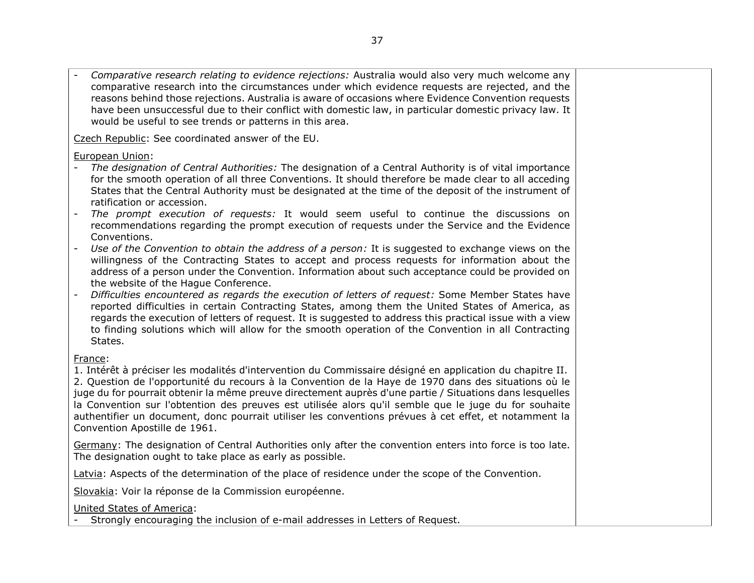| | |
|---|---|
| - *Comparative research relating to evidence rejections:* Australia would also very much welcome any comparative research into the circumstances under which evidence requests are rejected, and the reasons behind those rejections. Australia is aware of occasions where Evidence Convention requests have been unsuccessful due to their conflict with domestic law, in particular domestic privacy law. It would be useful to see trends or patterns in this area.<br><br><u>Czech Republic</u>: See coordinated answer of the EU.<br><br><u>European Union</u>:<br>- *The designation of Central Authorities:* The designation of a Central Authority is of vital importance for the smooth operation of all three Conventions. It should therefore be made clear to all acceding States that the Central Authority must be designated at the time of the deposit of the instrument of ratification or accession.<br>- *The prompt execution of requests:* It would seem useful to continue the discussions on recommendations regarding the prompt execution of requests under the Service and the Evidence Conventions.<br>- *Use of the Convention to obtain the address of a person:* It is suggested to exchange views on the willingness of the Contracting States to accept and process requests for information about the address of a person under the Convention. Information about such acceptance could be provided on the website of the Hague Conference.<br>- *Difficulties encountered as regards the execution of letters of request:* Some Member States have reported difficulties in certain Contracting States, among them the United States of America, as regards the execution of letters of request. It is suggested to address this practical issue with a view to finding solutions which will allow for the smooth operation of the Convention in all Contracting States.<br><br><u>France</u>:<br>1. Intérêt à préciser les modalités d'intervention du Commissaire désigné en application du chapitre II.<br>2. Question de l'opportunité du recours à la Convention de la Haye de 1970 dans des situations où le juge du for pourrait obtenir la même preuve directement auprès d'une partie / Situations dans lesquelles la Convention sur l'obtention des preuves est utilisée alors qu'il semble que le juge du for souhaite authentifier un document, donc pourrait utiliser les conventions prévues à cet effet, et notamment la Convention Apostille de 1961.<br><br><u>Germany</u>: The designation of Central Authorities only after the convention enters into force is too late. The designation ought to take place as early as possible.<br><br><u>Latvia</u>: Aspects of the determination of the place of residence under the scope of the Convention.<br><br><u>Slovakia</u>: Voir la réponse de la Commission européenne.<br><br><u>United States of America</u>:<br>- Strongly encouraging the inclusion of e-mail addresses in Letters of Request. | |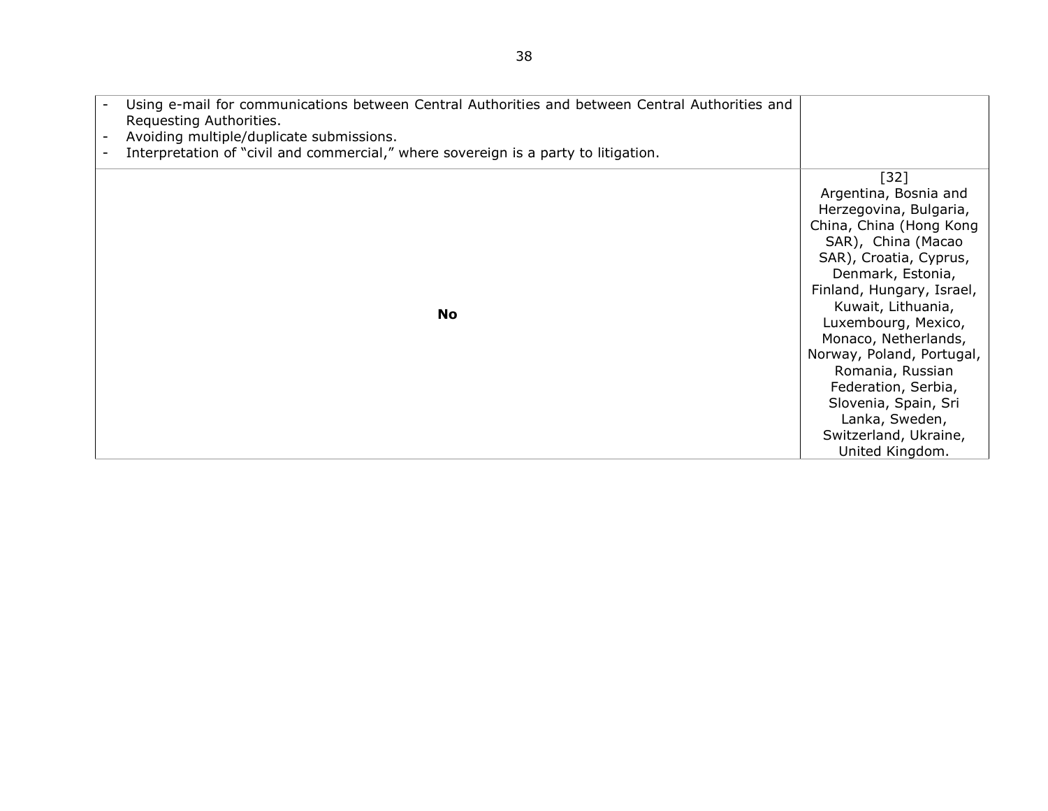| | |
|---|---|
| - Using e-mail for communications between Central Authorities and between Central Authorities and Requesting Authorities.<br>- Avoiding multiple/duplicate submissions.<br>- Interpretation of "civil and commercial," where sovereign is a party to litigation. | |
| **No** | [32]<br>Argentina, Bosnia and Herzegovina, Bulgaria, China, China (Hong Kong SAR), China (Macao SAR), Croatia, Cyprus, Denmark, Estonia, Finland, Hungary, Israel, Kuwait, Lithuania, Luxembourg, Mexico, Monaco, Netherlands, Norway, Poland, Portugal, Romania, Russian Federation, Serbia, Slovenia, Spain, Sri Lanka, Sweden, Switzerland, Ukraine, United Kingdom. |